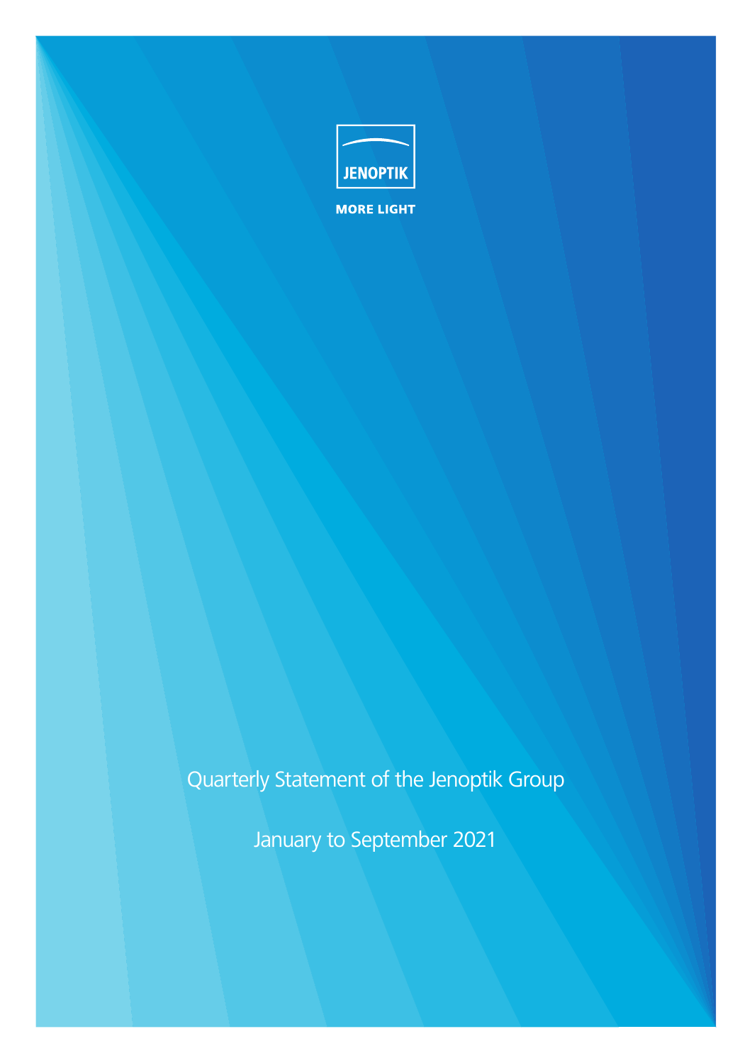JENOPTIK

MORE LIGHT

# Quarterly Statement of the Jenoptik Group

January to September 2021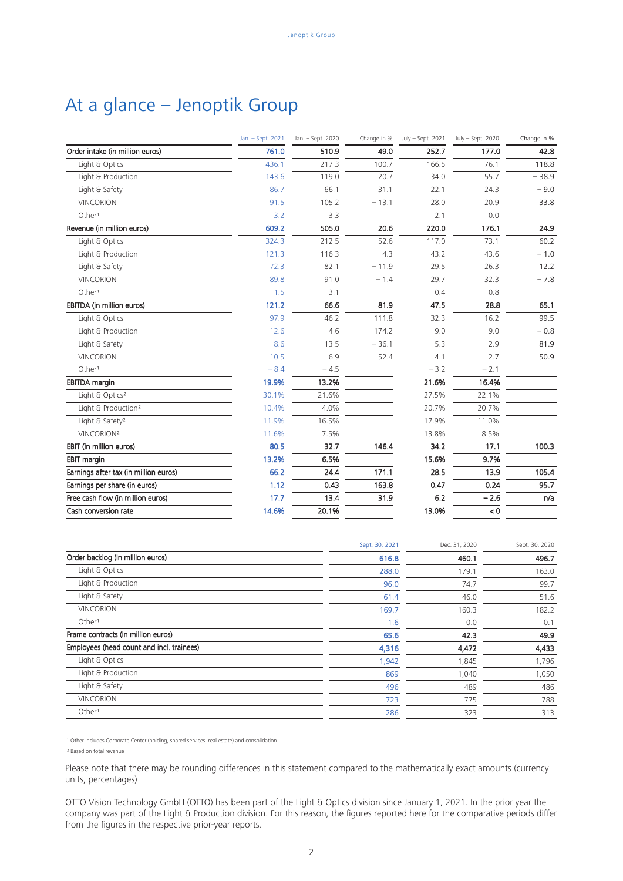# At a glance – Jenoptik Group

| | Jan. – Sept. 2021 | Jan. – Sept. 2020 | Change in % | July – Sept. 2021 | July – Sept. 2020 | Change in % |
|---|---|---|---|---|---|---|
| **Order intake (in million euros)** | **761.0** | **510.9** | **49.0** | **252.7** | **177.0** | **42.8** |
| Light & Optics | 436.1 | 217.3 | 100.7 | 166.5 | 76.1 | 118.8 |
| Light & Production | 143.6 | 119.0 | 20.7 | 34.0 | 55.7 | − 38.9 |
| Light & Safety | 86.7 | 66.1 | 31.1 | 22.1 | 24.3 | − 9.0 |
| VINCORION | 91.5 | 105.2 | − 13.1 | 28.0 | 20.9 | 33.8 |
| Other[1] | 3.2 | 3.3 | | 2.1 | 0.0 | |
| **Revenue (in million euros)** | **609.2** | **505.0** | **20.6** | **220.0** | **176.1** | **24.9** |
| Light & Optics | 324.3 | 212.5 | 52.6 | 117.0 | 73.1 | 60.2 |
| Light & Production | 121.3 | 116.3 | 4.3 | 43.2 | 43.6 | − 1.0 |
| Light & Safety | 72.3 | 82.1 | − 11.9 | 29.5 | 26.3 | 12.2 |
| VINCORION | 89.8 | 91.0 | − 1.4 | 29.7 | 32.3 | − 7.8 |
| Other[1] | 1.5 | 3.1 | | 0.4 | 0.8 | |
| **EBITDA (in million euros)** | **121.2** | **66.6** | **81.9** | **47.5** | **28.8** | **65.1** |
| Light & Optics | 97.9 | 46.2 | 111.8 | 32.3 | 16.2 | 99.5 |
| Light & Production | 12.6 | 4.6 | 174.2 | 9.0 | 9.0 | − 0.8 |
| Light & Safety | 8.6 | 13.5 | − 36.1 | 5.3 | 2.9 | 81.9 |
| VINCORION | 10.5 | 6.9 | 52.4 | 4.1 | 2.7 | 50.9 |
| Other[1] | − 8.4 | − 4.5 | | − 3.2 | − 2.1 | |
| **EBITDA margin** | **19.9%** | **13.2%** | | **21.6%** | **16.4%** | |
| Light & Optics[2] | 30.1% | 21.6% | | 27.5% | 22.1% | |
| Light & Production[2] | 10.4% | 4.0% | | 20.7% | 20.7% | |
| Light & Safety[2] | 11.9% | 16.5% | | 17.9% | 11.0% | |
| VINCORION[2] | 11.6% | 7.5% | | 13.8% | 8.5% | |
| **EBIT (in million euros)** | **80.5** | **32.7** | **146.4** | **34.2** | **17.1** | **100.3** |
| **EBIT margin** | **13.2%** | **6.5%** | | **15.6%** | **9.7%** | |
| **Earnings after tax (in million euros)** | **66.2** | **24.4** | **171.1** | **28.5** | **13.9** | **105.4** |
| **Earnings per share (in euros)** | **1.12** | **0.43** | **163.8** | **0.47** | **0.24** | **95.7** |
| **Free cash flow (in million euros)** | **17.7** | **13.4** | **31.9** | **6.2** | **− 2.6** | **n/a** |
| **Cash conversion rate** | **14.6%** | **20.1%** | | **13.0%** | **< 0** | |

| | Sept. 30, 2021 | Dec. 31, 2020 | Sept. 30, 2020 |
|---|---|---|---|
| **Order backlog (in million euros)** | **616.8** | **460.1** | **496.7** |
| Light & Optics | 288.0 | 179.1 | 163.0 |
| Light & Production | 96.0 | 74.7 | 99.7 |
| Light & Safety | 61.4 | 46.0 | 51.6 |
| VINCORION | 169.7 | 160.3 | 182.2 |
| Other[1] | 1.6 | 0.0 | 0.1 |
| **Frame contracts (in million euros)** | **65.6** | **42.3** | **49.9** |
| **Employees (head count and incl. trainees)** | **4,316** | **4,472** | **4,433** |
| Light & Optics | 1,942 | 1,845 | 1,796 |
| Light & Production | 869 | 1,040 | 1,050 |
| Light & Safety | 496 | 489 | 486 |
| VINCORION | 723 | 775 | 788 |
| Other[1] | 286 | 323 | 313 |

[1] Other includes Corporate Center (holding, shared services, real estate) and consolidation.

[2] Based on total revenue

Please note that there may be rounding differences in this statement compared to the mathematically exact amounts (currency units, percentages)

OTTO Vision Technology GmbH (OTTO) has been part of the Light & Optics division since January 1, 2021. In the prior year the company was part of the Light & Production division. For this reason, the figures reported here for the comparative periods differ from the figures in the respective prior-year reports.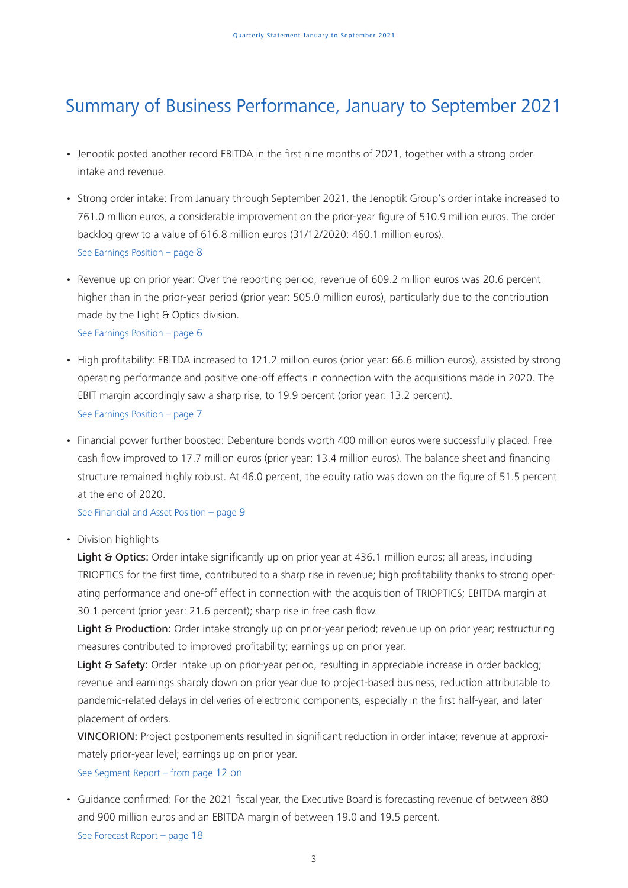# Summary of Business Performance, January to September 2021

- Jenoptik posted another record EBITDA in the first nine months of 2021, together with a strong order intake and revenue.
- Strong order intake: From January through September 2021, the Jenoptik Group's order intake increased to 761.0 million euros, a considerable improvement on the prior-year figure of 510.9 million euros. The order backlog grew to a value of 616.8 million euros (31/12/2020: 460.1 million euros).
  See Earnings Position – page 8
- Revenue up on prior year: Over the reporting period, revenue of 609.2 million euros was 20.6 percent higher than in the prior-year period (prior year: 505.0 million euros), particularly due to the contribution made by the Light & Optics division.
  See Earnings Position – page 6
- High profitability: EBITDA increased to 121.2 million euros (prior year: 66.6 million euros), assisted by strong operating performance and positive one-off effects in connection with the acquisitions made in 2020. The EBIT margin accordingly saw a sharp rise, to 19.9 percent (prior year: 13.2 percent).
  See Earnings Position – page 7
- Financial power further boosted: Debenture bonds worth 400 million euros were successfully placed. Free cash flow improved to 17.7 million euros (prior year: 13.4 million euros). The balance sheet and financing structure remained highly robust. At 46.0 percent, the equity ratio was down on the figure of 51.5 percent at the end of 2020.
  See Financial and Asset Position – page 9
- Division highlights

  **Light & Optics:** Order intake significantly up on prior year at 436.1 million euros; all areas, including TRIOPTICS for the first time, contributed to a sharp rise in revenue; high profitability thanks to strong operating performance and one-off effect in connection with the acquisition of TRIOPTICS; EBITDA margin at 30.1 percent (prior year: 21.6 percent); sharp rise in free cash flow.

  **Light & Production:** Order intake strongly up on prior-year period; revenue up on prior year; restructuring measures contributed to improved profitability; earnings up on prior year.

  **Light & Safety:** Order intake up on prior-year period, resulting in appreciable increase in order backlog; revenue and earnings sharply down on prior year due to project-based business; reduction attributable to pandemic-related delays in deliveries of electronic components, especially in the first half-year, and later placement of orders.

  **VINCORION:** Project postponements resulted in significant reduction in order intake; revenue at approximately prior-year level; earnings up on prior year.

  See Segment Report – from page 12 on
- Guidance confirmed: For the 2021 fiscal year, the Executive Board is forecasting revenue of between 880 and 900 million euros and an EBITDA margin of between 19.0 and 19.5 percent.
  See Forecast Report – page 18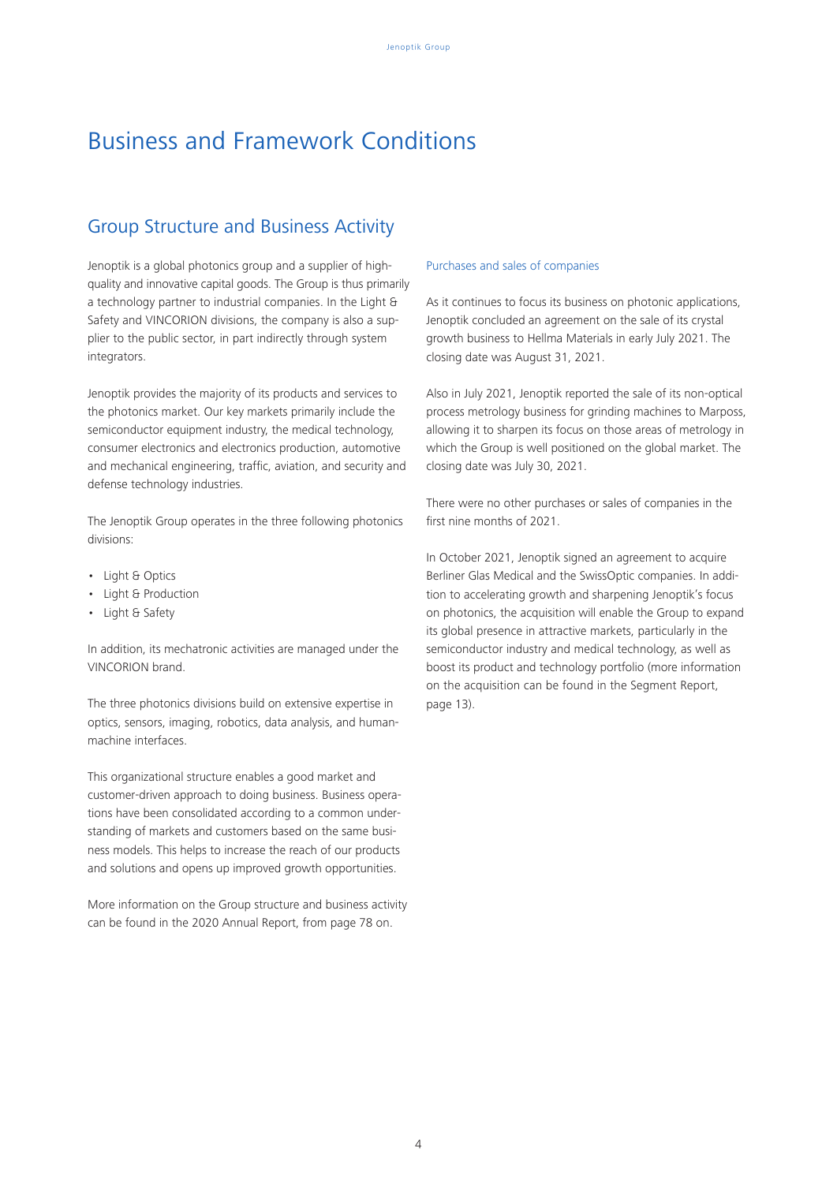# Business and Framework Conditions

## Group Structure and Business Activity

Jenoptik is a global photonics group and a supplier of high-quality and innovative capital goods. The Group is thus primarily a technology partner to industrial companies. In the Light & Safety and VINCORION divisions, the company is also a supplier to the public sector, in part indirectly through system integrators.

Jenoptik provides the majority of its products and services to the photonics market. Our key markets primarily include the semiconductor equipment industry, the medical technology, consumer electronics and electronics production, automotive and mechanical engineering, traffic, aviation, and security and defense technology industries.

The Jenoptik Group operates in the three following photonics divisions:

- Light & Optics
- Light & Production
- Light & Safety

In addition, its mechatronic activities are managed under the VINCORION brand.

The three photonics divisions build on extensive expertise in optics, sensors, imaging, robotics, data analysis, and human-machine interfaces.

This organizational structure enables a good market and customer-driven approach to doing business. Business operations have been consolidated according to a common understanding of markets and customers based on the same business models. This helps to increase the reach of our products and solutions and opens up improved growth opportunities.

More information on the Group structure and business activity can be found in the 2020 Annual Report, from page 78 on.

### Purchases and sales of companies

As it continues to focus its business on photonic applications, Jenoptik concluded an agreement on the sale of its crystal growth business to Hellma Materials in early July 2021. The closing date was August 31, 2021.

Also in July 2021, Jenoptik reported the sale of its non-optical process metrology business for grinding machines to Marposs, allowing it to sharpen its focus on those areas of metrology in which the Group is well positioned on the global market. The closing date was July 30, 2021.

There were no other purchases or sales of companies in the first nine months of 2021.

In October 2021, Jenoptik signed an agreement to acquire Berliner Glas Medical and the SwissOptic companies. In addition to accelerating growth and sharpening Jenoptik's focus on photonics, the acquisition will enable the Group to expand its global presence in attractive markets, particularly in the semiconductor industry and medical technology, as well as boost its product and technology portfolio (more information on the acquisition can be found in the Segment Report, page 13).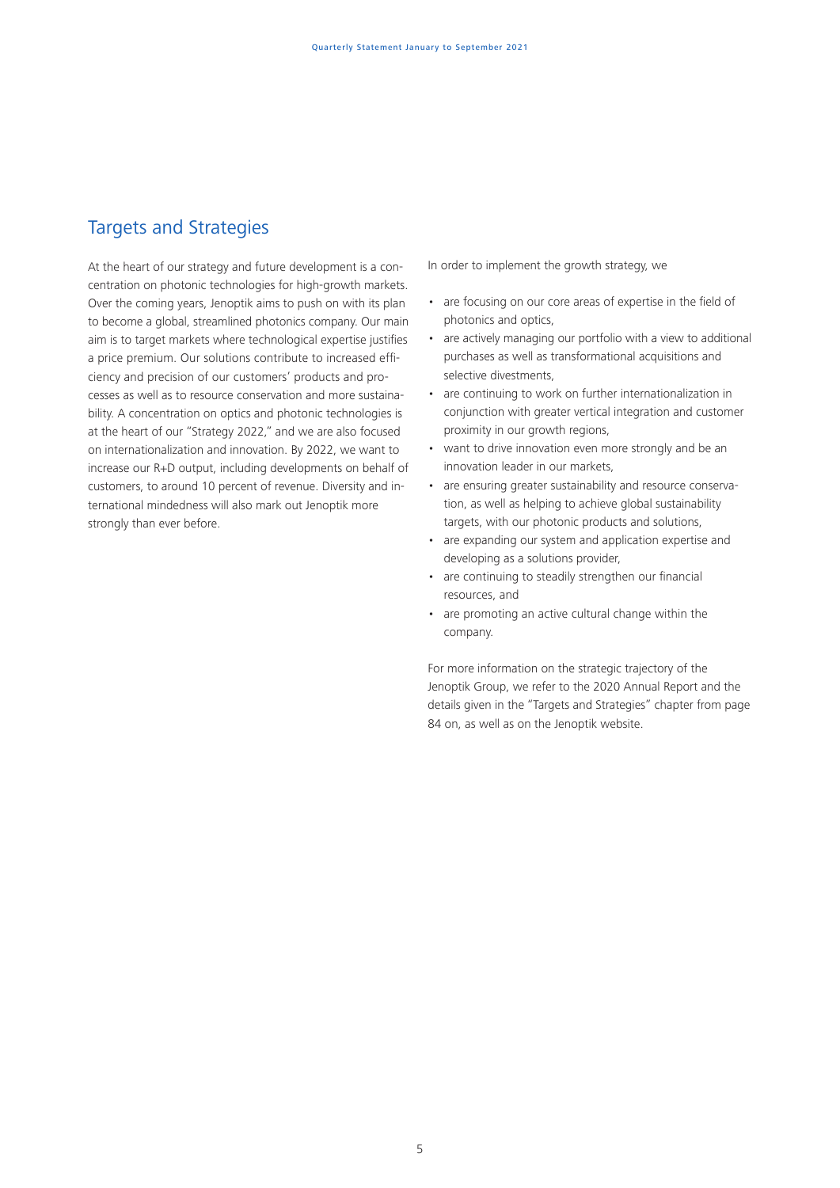## Targets and Strategies

At the heart of our strategy and future development is a concentration on photonic technologies for high-growth markets. Over the coming years, Jenoptik aims to push on with its plan to become a global, streamlined photonics company. Our main aim is to target markets where technological expertise justifies a price premium. Our solutions contribute to increased efficiency and precision of our customers' products and processes as well as to resource conservation and more sustainability. A concentration on optics and photonic technologies is at the heart of our "Strategy 2022," and we are also focused on internationalization and innovation. By 2022, we want to increase our R+D output, including developments on behalf of customers, to around 10 percent of revenue. Diversity and international mindedness will also mark out Jenoptik more strongly than ever before.

In order to implement the growth strategy, we

- are focusing on our core areas of expertise in the field of photonics and optics,
- are actively managing our portfolio with a view to additional purchases as well as transformational acquisitions and selective divestments,
- are continuing to work on further internationalization in conjunction with greater vertical integration and customer proximity in our growth regions,
- want to drive innovation even more strongly and be an innovation leader in our markets,
- are ensuring greater sustainability and resource conservation, as well as helping to achieve global sustainability targets, with our photonic products and solutions,
- are expanding our system and application expertise and developing as a solutions provider,
- are continuing to steadily strengthen our financial resources, and
- are promoting an active cultural change within the company.

For more information on the strategic trajectory of the Jenoptik Group, we refer to the 2020 Annual Report and the details given in the "Targets and Strategies" chapter from page 84 on, as well as on the Jenoptik website.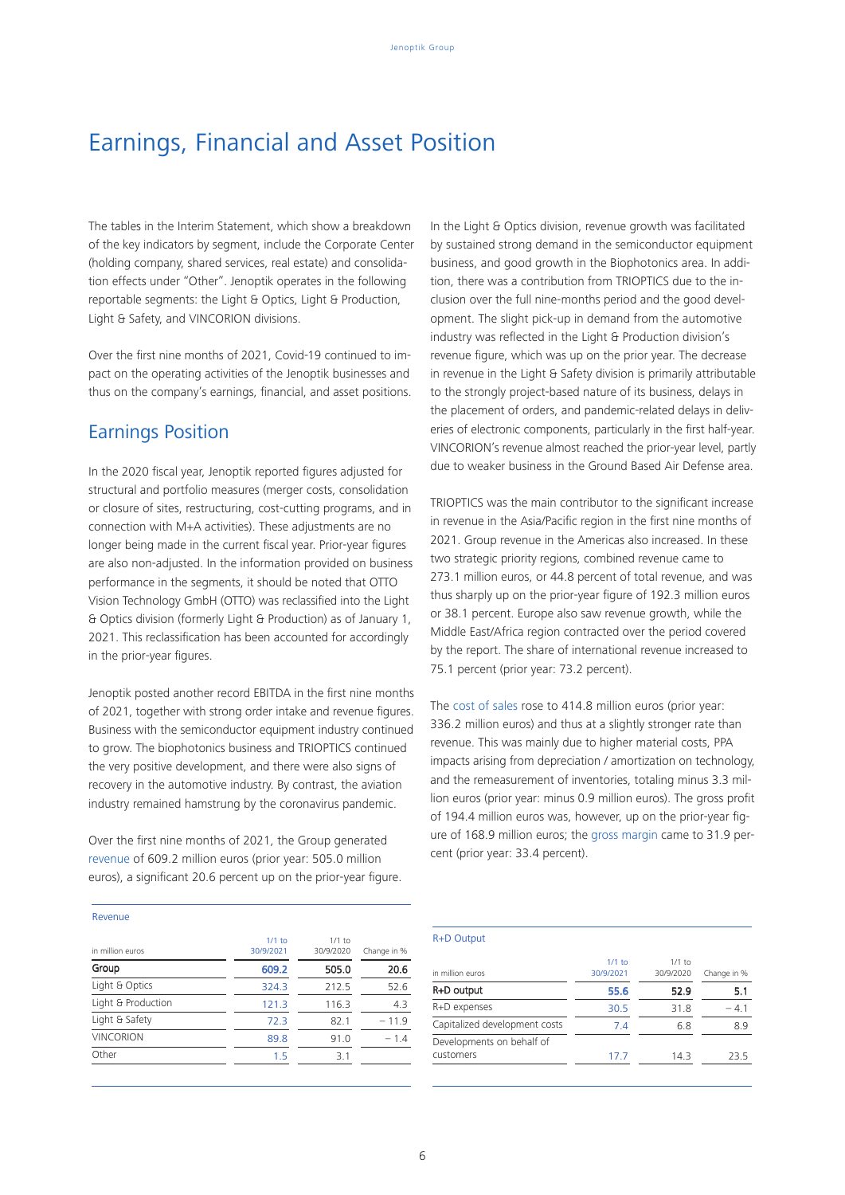# Earnings, Financial and Asset Position

The tables in the Interim Statement, which show a breakdown of the key indicators by segment, include the Corporate Center (holding company, shared services, real estate) and consolidation effects under "Other". Jenoptik operates in the following reportable segments: the Light & Optics, Light & Production, Light & Safety, and VINCORION divisions.

Over the first nine months of 2021, Covid-19 continued to impact on the operating activities of the Jenoptik businesses and thus on the company's earnings, financial, and asset positions.

## Earnings Position

In the 2020 fiscal year, Jenoptik reported figures adjusted for structural and portfolio measures (merger costs, consolidation or closure of sites, restructuring, cost-cutting programs, and in connection with M+A activities). These adjustments are no longer being made in the current fiscal year. Prior-year figures are also non-adjusted. In the information provided on business performance in the segments, it should be noted that OTTO Vision Technology GmbH (OTTO) was reclassified into the Light & Optics division (formerly Light & Production) as of January 1, 2021. This reclassification has been accounted for accordingly in the prior-year figures.

Jenoptik posted another record EBITDA in the first nine months of 2021, together with strong order intake and revenue figures. Business with the semiconductor equipment industry continued to grow. The biophotonics business and TRIOPTICS continued the very positive development, and there were also signs of recovery in the automotive industry. By contrast, the aviation industry remained hamstrung by the coronavirus pandemic.

Over the first nine months of 2021, the Group generated revenue of 609.2 million euros (prior year: 505.0 million euros), a significant 20.6 percent up on the prior-year figure.

Revenue

| in million euros | 1/1 to 30/9/2021 | 1/1 to 30/9/2020 | Change in % |
|---|---|---|---|
| **Group** | **609.2** | **505.0** | **20.6** |
| Light & Optics | 324.3 | 212.5 | 52.6 |
| Light & Production | 121.3 | 116.3 | 4.3 |
| Light & Safety | 72.3 | 82.1 | – 11.9 |
| VINCORION | 89.8 | 91.0 | – 1.4 |
| Other | 1.5 | 3.1 | |

In the Light & Optics division, revenue growth was facilitated by sustained strong demand in the semiconductor equipment business, and good growth in the Biophotonics area. In addition, there was a contribution from TRIOPTICS due to the inclusion over the full nine-months period and the good development. The slight pick-up in demand from the automotive industry was reflected in the Light & Production division's revenue figure, which was up on the prior year. The decrease in revenue in the Light & Safety division is primarily attributable to the strongly project-based nature of its business, delays in the placement of orders, and pandemic-related delays in deliveries of electronic components, particularly in the first half-year. VINCORION's revenue almost reached the prior-year level, partly due to weaker business in the Ground Based Air Defense area.

TRIOPTICS was the main contributor to the significant increase in revenue in the Asia/Pacific region in the first nine months of 2021. Group revenue in the Americas also increased. In these two strategic priority regions, combined revenue came to 273.1 million euros, or 44.8 percent of total revenue, and was thus sharply up on the prior-year figure of 192.3 million euros or 38.1 percent. Europe also saw revenue growth, while the Middle East/Africa region contracted over the period covered by the report. The share of international revenue increased to 75.1 percent (prior year: 73.2 percent).

The cost of sales rose to 414.8 million euros (prior year: 336.2 million euros) and thus at a slightly stronger rate than revenue. This was mainly due to higher material costs, PPA impacts arising from depreciation / amortization on technology, and the remeasurement of inventories, totaling minus 3.3 million euros (prior year: minus 0.9 million euros). The gross profit of 194.4 million euros was, however, up on the prior-year figure of 168.9 million euros; the gross margin came to 31.9 percent (prior year: 33.4 percent).

R+D Output

| in million euros | 1/1 to 30/9/2021 | 1/1 to 30/9/2020 | Change in % |
|---|---|---|---|
| **R+D output** | **55.6** | **52.9** | **5.1** |
| R+D expenses | 30.5 | 31.8 | – 4.1 |
| Capitalized development costs | 7.4 | 6.8 | 8.9 |
| Developments on behalf of customers | 17.7 | 14.3 | 23.5 |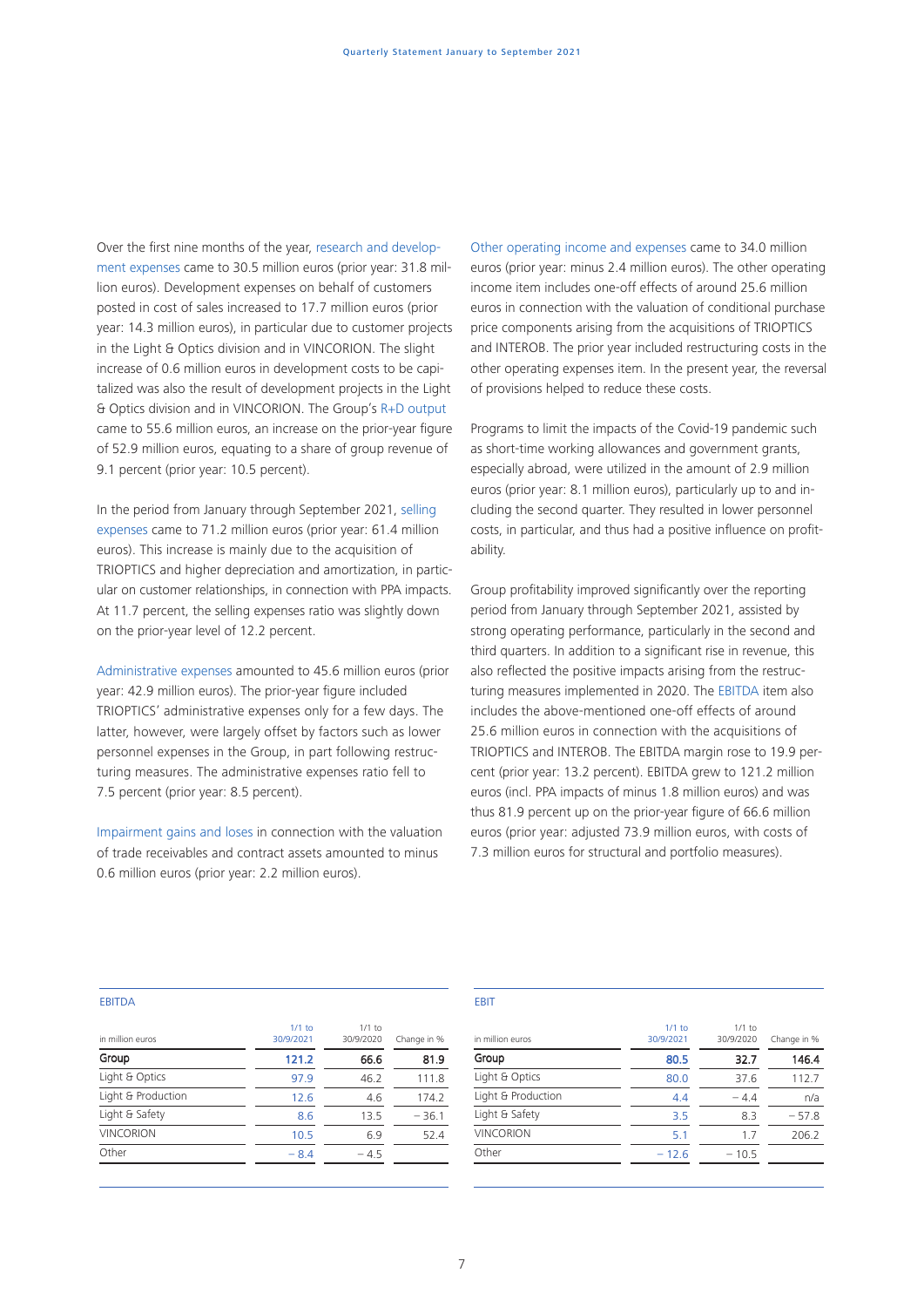Over the first nine months of the year, research and development expenses came to 30.5 million euros (prior year: 31.8 million euros). Development expenses on behalf of customers posted in cost of sales increased to 17.7 million euros (prior year: 14.3 million euros), in particular due to customer projects in the Light & Optics division and in VINCORION. The slight increase of 0.6 million euros in development costs to be capitalized was also the result of development projects in the Light & Optics division and in VINCORION. The Group's R+D output came to 55.6 million euros, an increase on the prior-year figure of 52.9 million euros, equating to a share of group revenue of 9.1 percent (prior year: 10.5 percent).

In the period from January through September 2021, selling expenses came to 71.2 million euros (prior year: 61.4 million euros). This increase is mainly due to the acquisition of TRIOPTICS and higher depreciation and amortization, in particular on customer relationships, in connection with PPA impacts. At 11.7 percent, the selling expenses ratio was slightly down on the prior-year level of 12.2 percent.

Administrative expenses amounted to 45.6 million euros (prior year: 42.9 million euros). The prior-year figure included TRIOPTICS' administrative expenses only for a few days. The latter, however, were largely offset by factors such as lower personnel expenses in the Group, in part following restructuring measures. The administrative expenses ratio fell to 7.5 percent (prior year: 8.5 percent).

Impairment gains and loses in connection with the valuation of trade receivables and contract assets amounted to minus 0.6 million euros (prior year: 2.2 million euros).

Other operating income and expenses came to 34.0 million euros (prior year: minus 2.4 million euros). The other operating income item includes one-off effects of around 25.6 million euros in connection with the valuation of conditional purchase price components arising from the acquisitions of TRIOPTICS and INTEROB. The prior year included restructuring costs in the other operating expenses item. In the present year, the reversal of provisions helped to reduce these costs.

Programs to limit the impacts of the Covid-19 pandemic such as short-time working allowances and government grants, especially abroad, were utilized in the amount of 2.9 million euros (prior year: 8.1 million euros), particularly up to and including the second quarter. They resulted in lower personnel costs, in particular, and thus had a positive influence on profitability.

Group profitability improved significantly over the reporting period from January through September 2021, assisted by strong operating performance, particularly in the second and third quarters. In addition to a significant rise in revenue, this also reflected the positive impacts arising from the restructuring measures implemented in 2020. The EBITDA item also includes the above-mentioned one-off effects of around 25.6 million euros in connection with the acquisitions of TRIOPTICS and INTEROB. The EBITDA margin rose to 19.9 percent (prior year: 13.2 percent). EBITDA grew to 121.2 million euros (incl. PPA impacts of minus 1.8 million euros) and was thus 81.9 percent up on the prior-year figure of 66.6 million euros (prior year: adjusted 73.9 million euros, with costs of 7.3 million euros for structural and portfolio measures).

EBITDA

| in million euros | 1/1 to 30/9/2021 | 1/1 to 30/9/2020 | Change in % |
|---|---|---|---|
| **Group** | **121.2** | **66.6** | **81.9** |
| Light & Optics | 97.9 | 46.2 | 111.8 |
| Light & Production | 12.6 | 4.6 | 174.2 |
| Light & Safety | 8.6 | 13.5 | − 36.1 |
| VINCORION | 10.5 | 6.9 | 52.4 |
| Other | − 8.4 | − 4.5 | |

EBIT

| in million euros | 1/1 to 30/9/2021 | 1/1 to 30/9/2020 | Change in % |
|---|---|---|---|
| **Group** | **80.5** | **32.7** | **146.4** |
| Light & Optics | 80.0 | 37.6 | 112.7 |
| Light & Production | 4.4 | − 4.4 | n/a |
| Light & Safety | 3.5 | 8.3 | − 57.8 |
| VINCORION | 5.1 | 1.7 | 206.2 |
| Other | − 12.6 | − 10.5 | |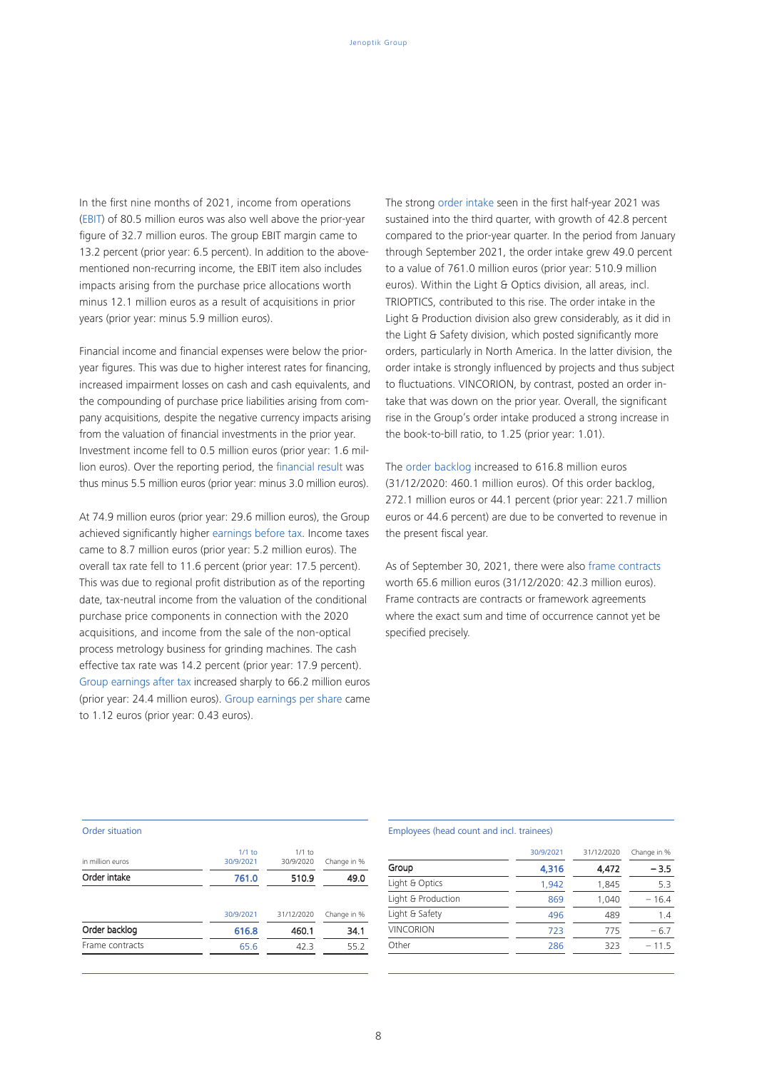In the first nine months of 2021, income from operations (EBIT) of 80.5 million euros was also well above the prior-year figure of 32.7 million euros. The group EBIT margin came to 13.2 percent (prior year: 6.5 percent). In addition to the above-mentioned non-recurring income, the EBIT item also includes impacts arising from the purchase price allocations worth minus 12.1 million euros as a result of acquisitions in prior years (prior year: minus 5.9 million euros).

Financial income and financial expenses were below the prior-year figures. This was due to higher interest rates for financing, increased impairment losses on cash and cash equivalents, and the compounding of purchase price liabilities arising from company acquisitions, despite the negative currency impacts arising from the valuation of financial investments in the prior year. Investment income fell to 0.5 million euros (prior year: 1.6 million euros). Over the reporting period, the financial result was thus minus 5.5 million euros (prior year: minus 3.0 million euros).

At 74.9 million euros (prior year: 29.6 million euros), the Group achieved significantly higher earnings before tax. Income taxes came to 8.7 million euros (prior year: 5.2 million euros). The overall tax rate fell to 11.6 percent (prior year: 17.5 percent). This was due to regional profit distribution as of the reporting date, tax-neutral income from the valuation of the conditional purchase price components in connection with the 2020 acquisitions, and income from the sale of the non-optical process metrology business for grinding machines. The cash effective tax rate was 14.2 percent (prior year: 17.9 percent). Group earnings after tax increased sharply to 66.2 million euros (prior year: 24.4 million euros). Group earnings per share came to 1.12 euros (prior year: 0.43 euros).

The strong order intake seen in the first half-year 2021 was sustained into the third quarter, with growth of 42.8 percent compared to the prior-year quarter. In the period from January through September 2021, the order intake grew 49.0 percent to a value of 761.0 million euros (prior year: 510.9 million euros). Within the Light & Optics division, all areas, incl. TRIOPTICS, contributed to this rise. The order intake in the Light & Production division also grew considerably, as it did in the Light & Safety division, which posted significantly more orders, particularly in North America. In the latter division, the order intake is strongly influenced by projects and thus subject to fluctuations. VINCORION, by contrast, posted an order intake that was down on the prior year. Overall, the significant rise in the Group's order intake produced a strong increase in the book-to-bill ratio, to 1.25 (prior year: 1.01).

The order backlog increased to 616.8 million euros (31/12/2020: 460.1 million euros). Of this order backlog, 272.1 million euros or 44.1 percent (prior year: 221.7 million euros or 44.6 percent) are due to be converted to revenue in the present fiscal year.

As of September 30, 2021, there were also frame contracts worth 65.6 million euros (31/12/2020: 42.3 million euros). Frame contracts are contracts or framework agreements where the exact sum and time of occurrence cannot yet be specified precisely.

Order situation

| in million euros | 1/1 to 30/9/2021 | 1/1 to 30/9/2020 | Change in % |
|---|---|---|---|
| **Order intake** | **761.0** | **510.9** | **49.0** |
| | 30/9/2021 | 31/12/2020 | Change in % |
| **Order backlog** | **616.8** | **460.1** | **34.1** |
| Frame contracts | 65.6 | 42.3 | 55.2 |

Employees (head count and incl. trainees)

| | 30/9/2021 | 31/12/2020 | Change in % |
|---|---|---|---|
| **Group** | **4,316** | **4,472** | **− 3.5** |
| Light & Optics | 1,942 | 1,845 | 5.3 |
| Light & Production | 869 | 1,040 | − 16.4 |
| Light & Safety | 496 | 489 | 1.4 |
| VINCORION | 723 | 775 | − 6.7 |
| Other | 286 | 323 | − 11.5 |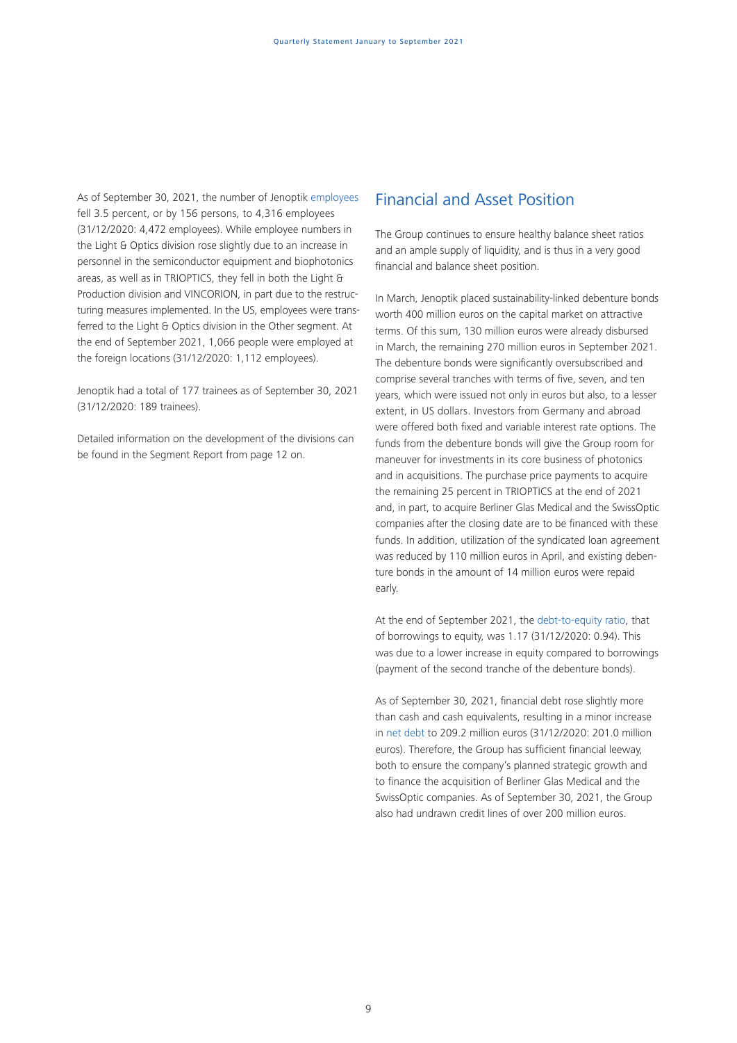As of September 30, 2021, the number of Jenoptik employees fell 3.5 percent, or by 156 persons, to 4,316 employees (31/12/2020: 4,472 employees). While employee numbers in the Light & Optics division rose slightly due to an increase in personnel in the semiconductor equipment and biophotonics areas, as well as in TRIOPTICS, they fell in both the Light & Production division and VINCORION, in part due to the restructuring measures implemented. In the US, employees were transferred to the Light & Optics division in the Other segment. At the end of September 2021, 1,066 people were employed at the foreign locations (31/12/2020: 1,112 employees).

Jenoptik had a total of 177 trainees as of September 30, 2021 (31/12/2020: 189 trainees).

Detailed information on the development of the divisions can be found in the Segment Report from page 12 on.

## Financial and Asset Position

The Group continues to ensure healthy balance sheet ratios and an ample supply of liquidity, and is thus in a very good financial and balance sheet position.

In March, Jenoptik placed sustainability-linked debenture bonds worth 400 million euros on the capital market on attractive terms. Of this sum, 130 million euros were already disbursed in March, the remaining 270 million euros in September 2021. The debenture bonds were significantly oversubscribed and comprise several tranches with terms of five, seven, and ten years, which were issued not only in euros but also, to a lesser extent, in US dollars. Investors from Germany and abroad were offered both fixed and variable interest rate options. The funds from the debenture bonds will give the Group room for maneuver for investments in its core business of photonics and in acquisitions. The purchase price payments to acquire the remaining 25 percent in TRIOPTICS at the end of 2021 and, in part, to acquire Berliner Glas Medical and the SwissOptic companies after the closing date are to be financed with these funds. In addition, utilization of the syndicated loan agreement was reduced by 110 million euros in April, and existing debenture bonds in the amount of 14 million euros were repaid early.

At the end of September 2021, the debt-to-equity ratio, that of borrowings to equity, was 1.17 (31/12/2020: 0.94). This was due to a lower increase in equity compared to borrowings (payment of the second tranche of the debenture bonds).

As of September 30, 2021, financial debt rose slightly more than cash and cash equivalents, resulting in a minor increase in net debt to 209.2 million euros (31/12/2020: 201.0 million euros). Therefore, the Group has sufficient financial leeway, both to ensure the company's planned strategic growth and to finance the acquisition of Berliner Glas Medical and the SwissOptic companies. As of September 30, 2021, the Group also had undrawn credit lines of over 200 million euros.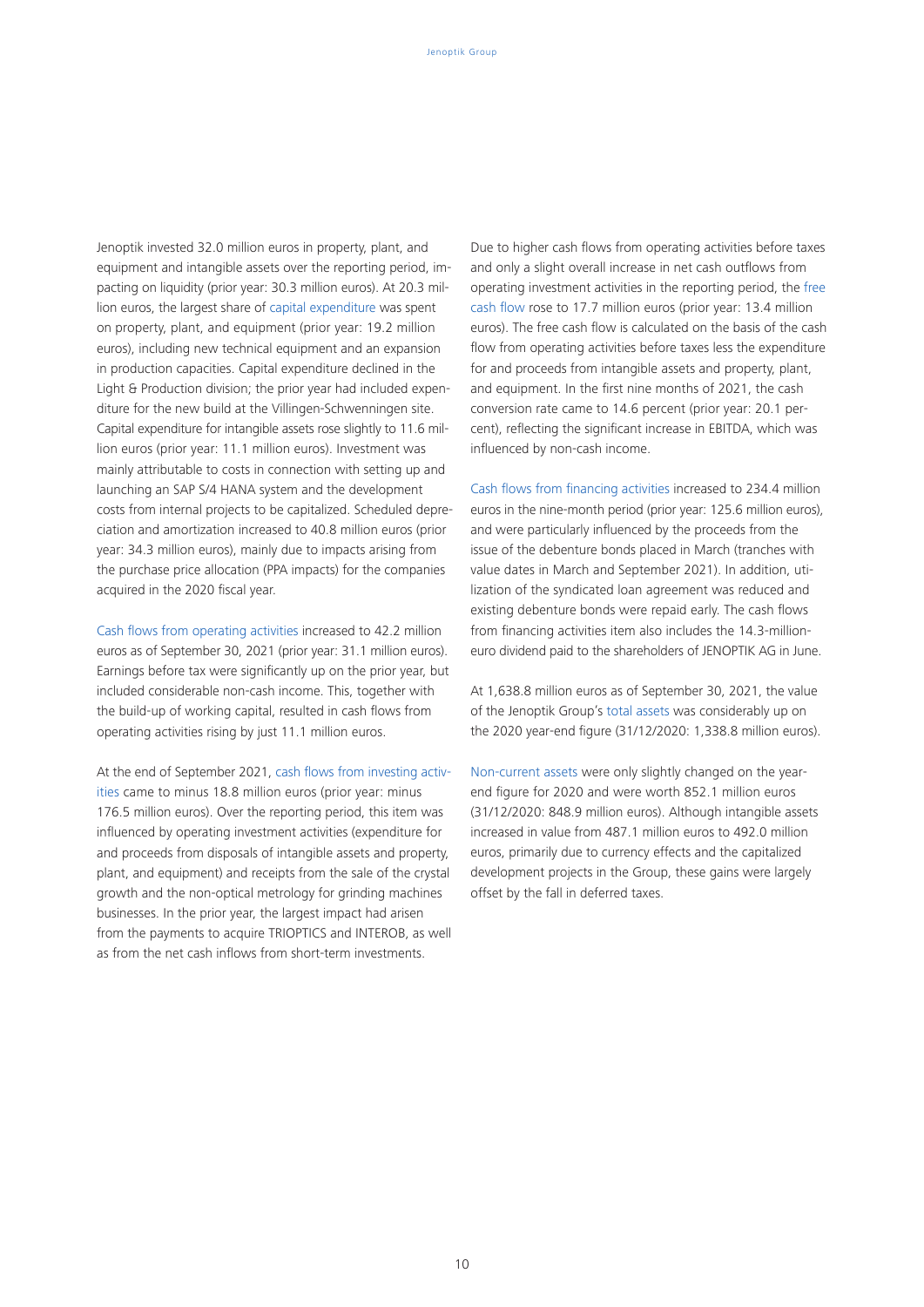Jenoptik invested 32.0 million euros in property, plant, and equipment and intangible assets over the reporting period, impacting on liquidity (prior year: 30.3 million euros). At 20.3 million euros, the largest share of capital expenditure was spent on property, plant, and equipment (prior year: 19.2 million euros), including new technical equipment and an expansion in production capacities. Capital expenditure declined in the Light & Production division; the prior year had included expenditure for the new build at the Villingen-Schwenningen site. Capital expenditure for intangible assets rose slightly to 11.6 million euros (prior year: 11.1 million euros). Investment was mainly attributable to costs in connection with setting up and launching an SAP S/4 HANA system and the development costs from internal projects to be capitalized. Scheduled depreciation and amortization increased to 40.8 million euros (prior year: 34.3 million euros), mainly due to impacts arising from the purchase price allocation (PPA impacts) for the companies acquired in the 2020 fiscal year.

Cash flows from operating activities increased to 42.2 million euros as of September 30, 2021 (prior year: 31.1 million euros). Earnings before tax were significantly up on the prior year, but included considerable non-cash income. This, together with the build-up of working capital, resulted in cash flows from operating activities rising by just 11.1 million euros.

At the end of September 2021, cash flows from investing activities came to minus 18.8 million euros (prior year: minus 176.5 million euros). Over the reporting period, this item was influenced by operating investment activities (expenditure for and proceeds from disposals of intangible assets and property, plant, and equipment) and receipts from the sale of the crystal growth and the non-optical metrology for grinding machines businesses. In the prior year, the largest impact had arisen from the payments to acquire TRIOPTICS and INTEROB, as well as from the net cash inflows from short-term investments.

Due to higher cash flows from operating activities before taxes and only a slight overall increase in net cash outflows from operating investment activities in the reporting period, the free cash flow rose to 17.7 million euros (prior year: 13.4 million euros). The free cash flow is calculated on the basis of the cash flow from operating activities before taxes less the expenditure for and proceeds from intangible assets and property, plant, and equipment. In the first nine months of 2021, the cash conversion rate came to 14.6 percent (prior year: 20.1 percent), reflecting the significant increase in EBITDA, which was influenced by non-cash income.

Cash flows from financing activities increased to 234.4 million euros in the nine-month period (prior year: 125.6 million euros), and were particularly influenced by the proceeds from the issue of the debenture bonds placed in March (tranches with value dates in March and September 2021). In addition, utilization of the syndicated loan agreement was reduced and existing debenture bonds were repaid early. The cash flows from financing activities item also includes the 14.3-million-euro dividend paid to the shareholders of JENOPTIK AG in June.

At 1,638.8 million euros as of September 30, 2021, the value of the Jenoptik Group's total assets was considerably up on the 2020 year-end figure (31/12/2020: 1,338.8 million euros).

Non-current assets were only slightly changed on the year-end figure for 2020 and were worth 852.1 million euros (31/12/2020: 848.9 million euros). Although intangible assets increased in value from 487.1 million euros to 492.0 million euros, primarily due to currency effects and the capitalized development projects in the Group, these gains were largely offset by the fall in deferred taxes.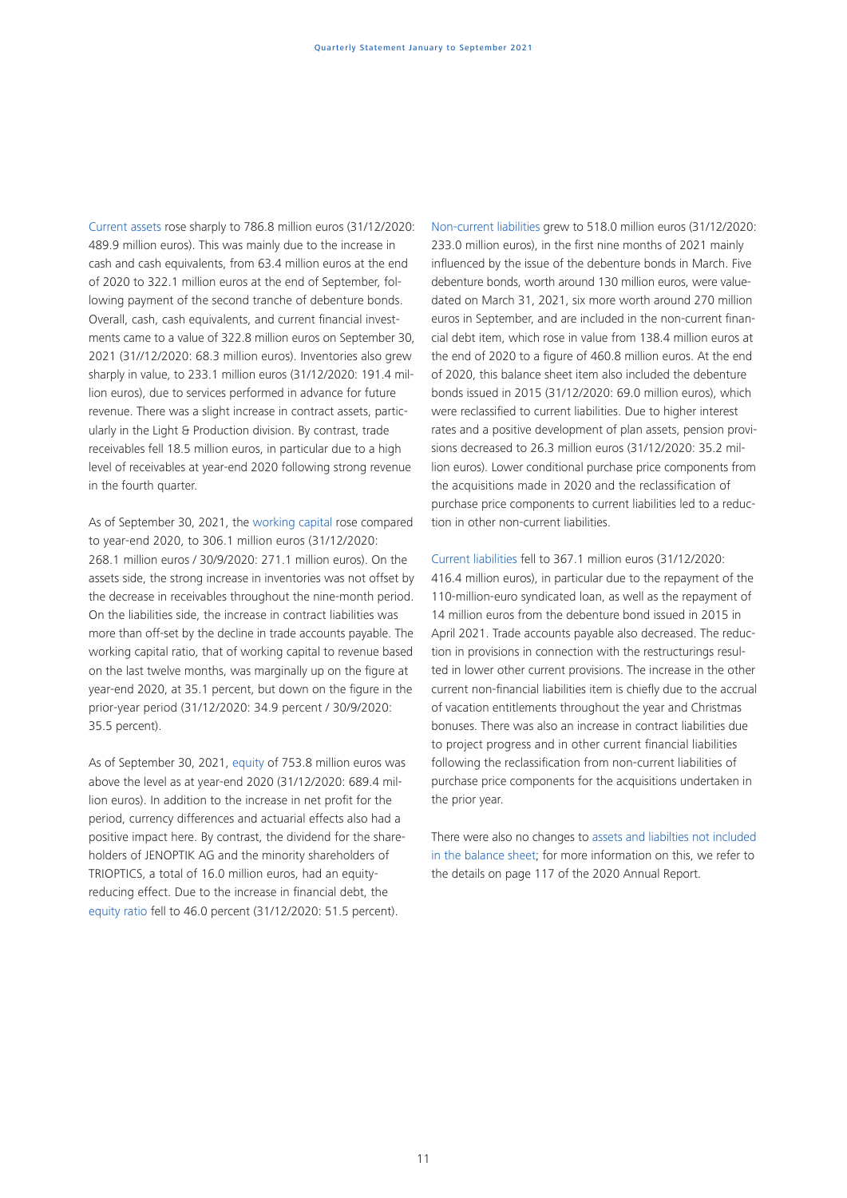Current assets rose sharply to 786.8 million euros (31/12/2020: 489.9 million euros). This was mainly due to the increase in cash and cash equivalents, from 63.4 million euros at the end of 2020 to 322.1 million euros at the end of September, following payment of the second tranche of debenture bonds. Overall, cash, cash equivalents, and current financial investments came to a value of 322.8 million euros on September 30, 2021 (31//12/2020: 68.3 million euros). Inventories also grew sharply in value, to 233.1 million euros (31/12/2020: 191.4 million euros), due to services performed in advance for future revenue. There was a slight increase in contract assets, particularly in the Light & Production division. By contrast, trade receivables fell 18.5 million euros, in particular due to a high level of receivables at year-end 2020 following strong revenue in the fourth quarter.

As of September 30, 2021, the working capital rose compared to year-end 2020, to 306.1 million euros (31/12/2020: 268.1 million euros / 30/9/2020: 271.1 million euros). On the assets side, the strong increase in inventories was not offset by the decrease in receivables throughout the nine-month period. On the liabilities side, the increase in contract liabilities was more than off-set by the decline in trade accounts payable. The working capital ratio, that of working capital to revenue based on the last twelve months, was marginally up on the figure at year-end 2020, at 35.1 percent, but down on the figure in the prior-year period (31/12/2020: 34.9 percent / 30/9/2020: 35.5 percent).

As of September 30, 2021, equity of 753.8 million euros was above the level as at year-end 2020 (31/12/2020: 689.4 million euros). In addition to the increase in net profit for the period, currency differences and actuarial effects also had a positive impact here. By contrast, the dividend for the shareholders of JENOPTIK AG and the minority shareholders of TRIOPTICS, a total of 16.0 million euros, had an equity-reducing effect. Due to the increase in financial debt, the equity ratio fell to 46.0 percent (31/12/2020: 51.5 percent).

Non-current liabilities grew to 518.0 million euros (31/12/2020: 233.0 million euros), in the first nine months of 2021 mainly influenced by the issue of the debenture bonds in March. Five debenture bonds, worth around 130 million euros, were value-dated on March 31, 2021, six more worth around 270 million euros in September, and are included in the non-current financial debt item, which rose in value from 138.4 million euros at the end of 2020 to a figure of 460.8 million euros. At the end of 2020, this balance sheet item also included the debenture bonds issued in 2015 (31/12/2020: 69.0 million euros), which were reclassified to current liabilities. Due to higher interest rates and a positive development of plan assets, pension provisions decreased to 26.3 million euros (31/12/2020: 35.2 million euros). Lower conditional purchase price components from the acquisitions made in 2020 and the reclassification of purchase price components to current liabilities led to a reduction in other non-current liabilities.

Current liabilities fell to 367.1 million euros (31/12/2020: 416.4 million euros), in particular due to the repayment of the 110-million-euro syndicated loan, as well as the repayment of 14 million euros from the debenture bond issued in 2015 in April 2021. Trade accounts payable also decreased. The reduction in provisions in connection with the restructurings resulted in lower other current provisions. The increase in the other current non-financial liabilities item is chiefly due to the accrual of vacation entitlements throughout the year and Christmas bonuses. There was also an increase in contract liabilities due to project progress and in other current financial liabilities following the reclassification from non-current liabilities of purchase price components for the acquisitions undertaken in the prior year.

There were also no changes to assets and liabilties not included in the balance sheet; for more information on this, we refer to the details on page 117 of the 2020 Annual Report.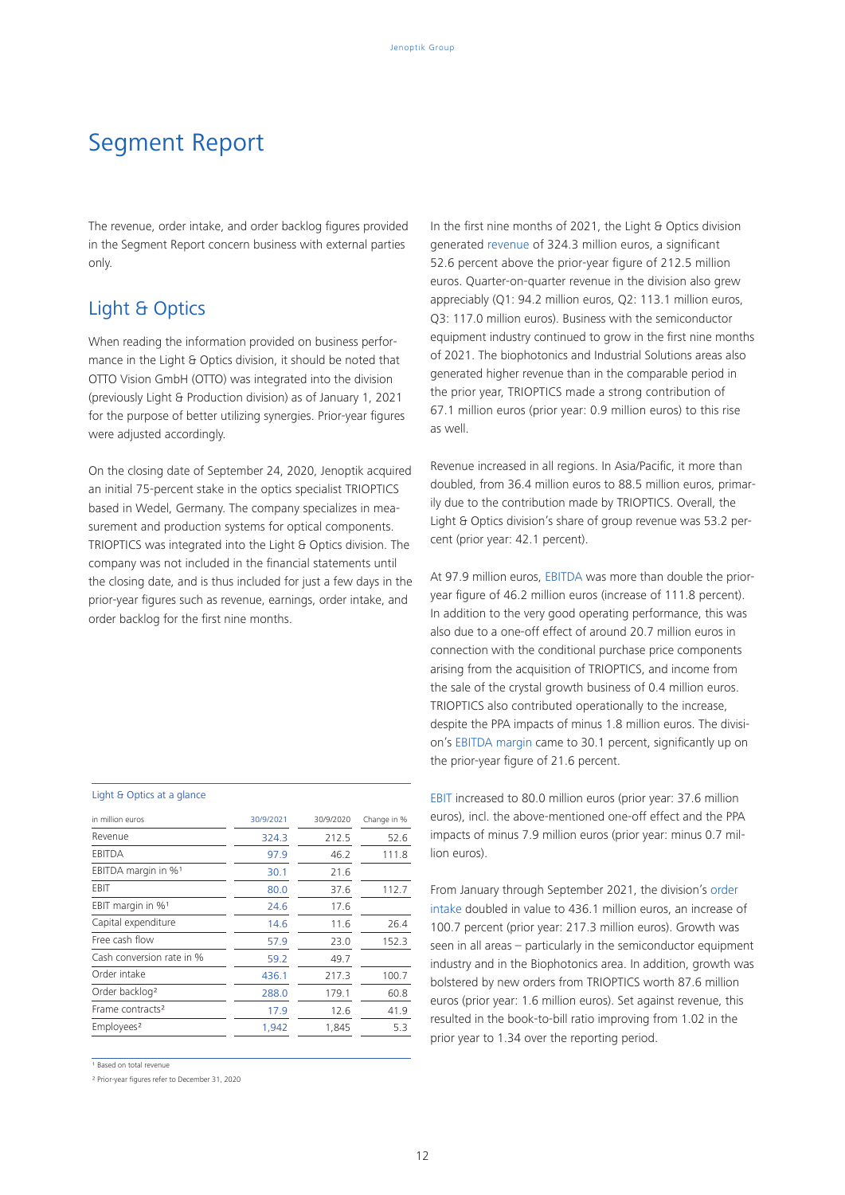# Segment Report

The revenue, order intake, and order backlog figures provided in the Segment Report concern business with external parties only.

## Light & Optics

When reading the information provided on business performance in the Light & Optics division, it should be noted that OTTO Vision GmbH (OTTO) was integrated into the division (previously Light & Production division) as of January 1, 2021 for the purpose of better utilizing synergies. Prior-year figures were adjusted accordingly.

On the closing date of September 24, 2020, Jenoptik acquired an initial 75-percent stake in the optics specialist TRIOPTICS based in Wedel, Germany. The company specializes in measurement and production systems for optical components. TRIOPTICS was integrated into the Light & Optics division. The company was not included in the financial statements until the closing date, and is thus included for just a few days in the prior-year figures such as revenue, earnings, order intake, and order backlog for the first nine months.

Light & Optics at a glance

| in million euros | 30/9/2021 | 30/9/2020 | Change in % |
|---|---|---|---|
| Revenue | 324.3 | 212.5 | 52.6 |
| EBITDA | 97.9 | 46.2 | 111.8 |
| EBITDA margin in %[1] | 30.1 | 21.6 | |
| EBIT | 80.0 | 37.6 | 112.7 |
| EBIT margin in %[1] | 24.6 | 17.6 | |
| Capital expenditure | 14.6 | 11.6 | 26.4 |
| Free cash flow | 57.9 | 23.0 | 152.3 |
| Cash conversion rate in % | 59.2 | 49.7 | |
| Order intake | 436.1 | 217.3 | 100.7 |
| Order backlog[2] | 288.0 | 179.1 | 60.8 |
| Frame contracts[2] | 17.9 | 12.6 | 41.9 |
| Employees[2] | 1,942 | 1,845 | 5.3 |

[1] Based on total revenue

[2] Prior-year figures refer to December 31, 2020

In the first nine months of 2021, the Light & Optics division generated revenue of 324.3 million euros, a significant 52.6 percent above the prior-year figure of 212.5 million euros. Quarter-on-quarter revenue in the division also grew appreciably (Q1: 94.2 million euros, Q2: 113.1 million euros, Q3: 117.0 million euros). Business with the semiconductor equipment industry continued to grow in the first nine months of 2021. The biophotonics and Industrial Solutions areas also generated higher revenue than in the comparable period in the prior year, TRIOPTICS made a strong contribution of 67.1 million euros (prior year: 0.9 million euros) to this rise as well.

Revenue increased in all regions. In Asia/Pacific, it more than doubled, from 36.4 million euros to 88.5 million euros, primarily due to the contribution made by TRIOPTICS. Overall, the Light & Optics division's share of group revenue was 53.2 percent (prior year: 42.1 percent).

At 97.9 million euros, EBITDA was more than double the prior-year figure of 46.2 million euros (increase of 111.8 percent). In addition to the very good operating performance, this was also due to a one-off effect of around 20.7 million euros in connection with the conditional purchase price components arising from the acquisition of TRIOPTICS, and income from the sale of the crystal growth business of 0.4 million euros. TRIOPTICS also contributed operationally to the increase, despite the PPA impacts of minus 1.8 million euros. The division's EBITDA margin came to 30.1 percent, significantly up on the prior-year figure of 21.6 percent.

EBIT increased to 80.0 million euros (prior year: 37.6 million euros), incl. the above-mentioned one-off effect and the PPA impacts of minus 7.9 million euros (prior year: minus 0.7 million euros).

From January through September 2021, the division's order intake doubled in value to 436.1 million euros, an increase of 100.7 percent (prior year: 217.3 million euros). Growth was seen in all areas – particularly in the semiconductor equipment industry and in the Biophotonics area. In addition, growth was bolstered by new orders from TRIOPTICS worth 87.6 million euros (prior year: 1.6 million euros). Set against revenue, this resulted in the book-to-bill ratio improving from 1.02 in the prior year to 1.34 over the reporting period.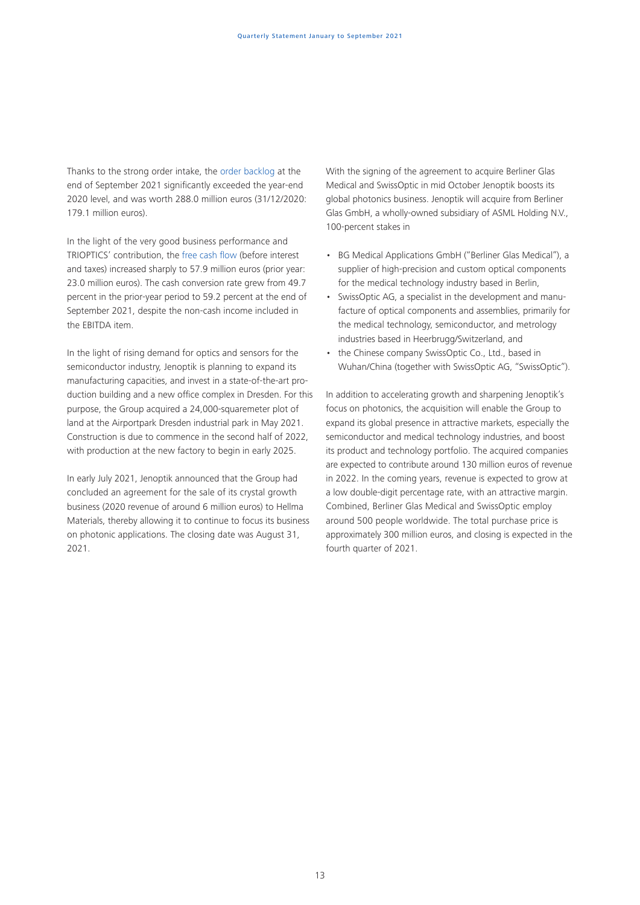Thanks to the strong order intake, the order backlog at the end of September 2021 significantly exceeded the year-end 2020 level, and was worth 288.0 million euros (31/12/2020: 179.1 million euros).

In the light of the very good business performance and TRIOPTICS' contribution, the free cash flow (before interest and taxes) increased sharply to 57.9 million euros (prior year: 23.0 million euros). The cash conversion rate grew from 49.7 percent in the prior-year period to 59.2 percent at the end of September 2021, despite the non-cash income included in the EBITDA item.

In the light of rising demand for optics and sensors for the semiconductor industry, Jenoptik is planning to expand its manufacturing capacities, and invest in a state-of-the-art production building and a new office complex in Dresden. For this purpose, the Group acquired a 24,000-squaremeter plot of land at the Airportpark Dresden industrial park in May 2021. Construction is due to commence in the second half of 2022, with production at the new factory to begin in early 2025.

In early July 2021, Jenoptik announced that the Group had concluded an agreement for the sale of its crystal growth business (2020 revenue of around 6 million euros) to Hellma Materials, thereby allowing it to continue to focus its business on photonic applications. The closing date was August 31, 2021.

With the signing of the agreement to acquire Berliner Glas Medical and SwissOptic in mid October Jenoptik boosts its global photonics business. Jenoptik will acquire from Berliner Glas GmbH, a wholly-owned subsidiary of ASML Holding N.V., 100-percent stakes in

- BG Medical Applications GmbH ("Berliner Glas Medical"), a supplier of high-precision and custom optical components for the medical technology industry based in Berlin,
- SwissOptic AG, a specialist in the development and manufacture of optical components and assemblies, primarily for the medical technology, semiconductor, and metrology industries based in Heerbrugg/Switzerland, and
- the Chinese company SwissOptic Co., Ltd., based in Wuhan/China (together with SwissOptic AG, "SwissOptic").

In addition to accelerating growth and sharpening Jenoptik's focus on photonics, the acquisition will enable the Group to expand its global presence in attractive markets, especially the semiconductor and medical technology industries, and boost its product and technology portfolio. The acquired companies are expected to contribute around 130 million euros of revenue in 2022. In the coming years, revenue is expected to grow at a low double-digit percentage rate, with an attractive margin. Combined, Berliner Glas Medical and SwissOptic employ around 500 people worldwide. The total purchase price is approximately 300 million euros, and closing is expected in the fourth quarter of 2021.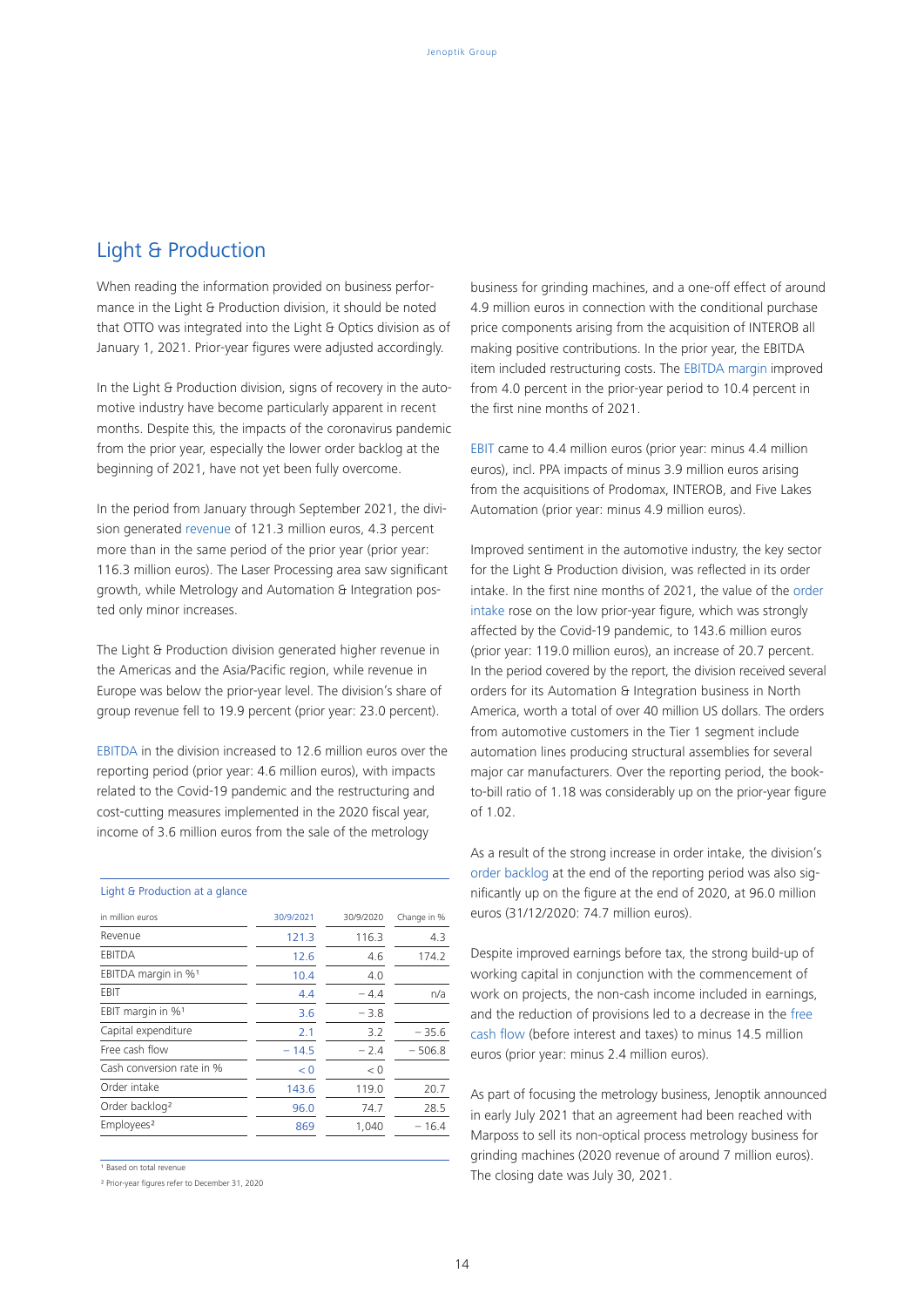## Light & Production

When reading the information provided on business performance in the Light & Production division, it should be noted that OTTO was integrated into the Light & Optics division as of January 1, 2021. Prior-year figures were adjusted accordingly.

In the Light & Production division, signs of recovery in the automotive industry have become particularly apparent in recent months. Despite this, the impacts of the coronavirus pandemic from the prior year, especially the lower order backlog at the beginning of 2021, have not yet been fully overcome.

In the period from January through September 2021, the division generated revenue of 121.3 million euros, 4.3 percent more than in the same period of the prior year (prior year: 116.3 million euros). The Laser Processing area saw significant growth, while Metrology and Automation & Integration posted only minor increases.

The Light & Production division generated higher revenue in the Americas and the Asia/Pacific region, while revenue in Europe was below the prior-year level. The division's share of group revenue fell to 19.9 percent (prior year: 23.0 percent).

EBITDA in the division increased to 12.6 million euros over the reporting period (prior year: 4.6 million euros), with impacts related to the Covid-19 pandemic and the restructuring and cost-cutting measures implemented in the 2020 fiscal year, income of 3.6 million euros from the sale of the metrology business for grinding machines, and a one-off effect of around 4.9 million euros in connection with the conditional purchase price components arising from the acquisition of INTEROB all making positive contributions. In the prior year, the EBITDA item included restructuring costs. The EBITDA margin improved from 4.0 percent in the prior-year period to 10.4 percent in the first nine months of 2021.

EBIT came to 4.4 million euros (prior year: minus 4.4 million euros), incl. PPA impacts of minus 3.9 million euros arising from the acquisitions of Prodomax, INTEROB, and Five Lakes Automation (prior year: minus 4.9 million euros).

Improved sentiment in the automotive industry, the key sector for the Light & Production division, was reflected in its order intake. In the first nine months of 2021, the value of the order intake rose on the low prior-year figure, which was strongly affected by the Covid-19 pandemic, to 143.6 million euros (prior year: 119.0 million euros), an increase of 20.7 percent. In the period covered by the report, the division received several orders for its Automation & Integration business in North America, worth a total of over 40 million US dollars. The orders from automotive customers in the Tier 1 segment include automation lines producing structural assemblies for several major car manufacturers. Over the reporting period, the book-to-bill ratio of 1.18 was considerably up on the prior-year figure of 1.02.

As a result of the strong increase in order intake, the division's order backlog at the end of the reporting period was also significantly up on the figure at the end of 2020, at 96.0 million euros (31/12/2020: 74.7 million euros).

Despite improved earnings before tax, the strong build-up of working capital in conjunction with the commencement of work on projects, the non-cash income included in earnings, and the reduction of provisions led to a decrease in the free cash flow (before interest and taxes) to minus 14.5 million euros (prior year: minus 2.4 million euros).

As part of focusing the metrology business, Jenoptik announced in early July 2021 that an agreement had been reached with Marposs to sell its non-optical process metrology business for grinding machines (2020 revenue of around 7 million euros). The closing date was July 30, 2021.

**Light & Production at a glance**

| in million euros | 30/9/2021 | 30/9/2020 | Change in % |
|---|---|---|---|
| Revenue | 121.3 | 116.3 | 4.3 |
| EBITDA | 12.6 | 4.6 | 174.2 |
| EBITDA margin in %[1] | 10.4 | 4.0 | |
| EBIT | 4.4 | − 4.4 | n/a |
| EBIT margin in %[1] | 3.6 | − 3.8 | |
| Capital expenditure | 2.1 | 3.2 | − 35.6 |
| Free cash flow | − 14.5 | − 2.4 | − 506.8 |
| Cash conversion rate in % | < 0 | < 0 | |
| Order intake | 143.6 | 119.0 | 20.7 |
| Order backlog[2] | 96.0 | 74.7 | 28.5 |
| Employees[2] | 869 | 1,040 | − 16.4 |

[1] Based on total revenue

[2] Prior-year figures refer to December 31, 2020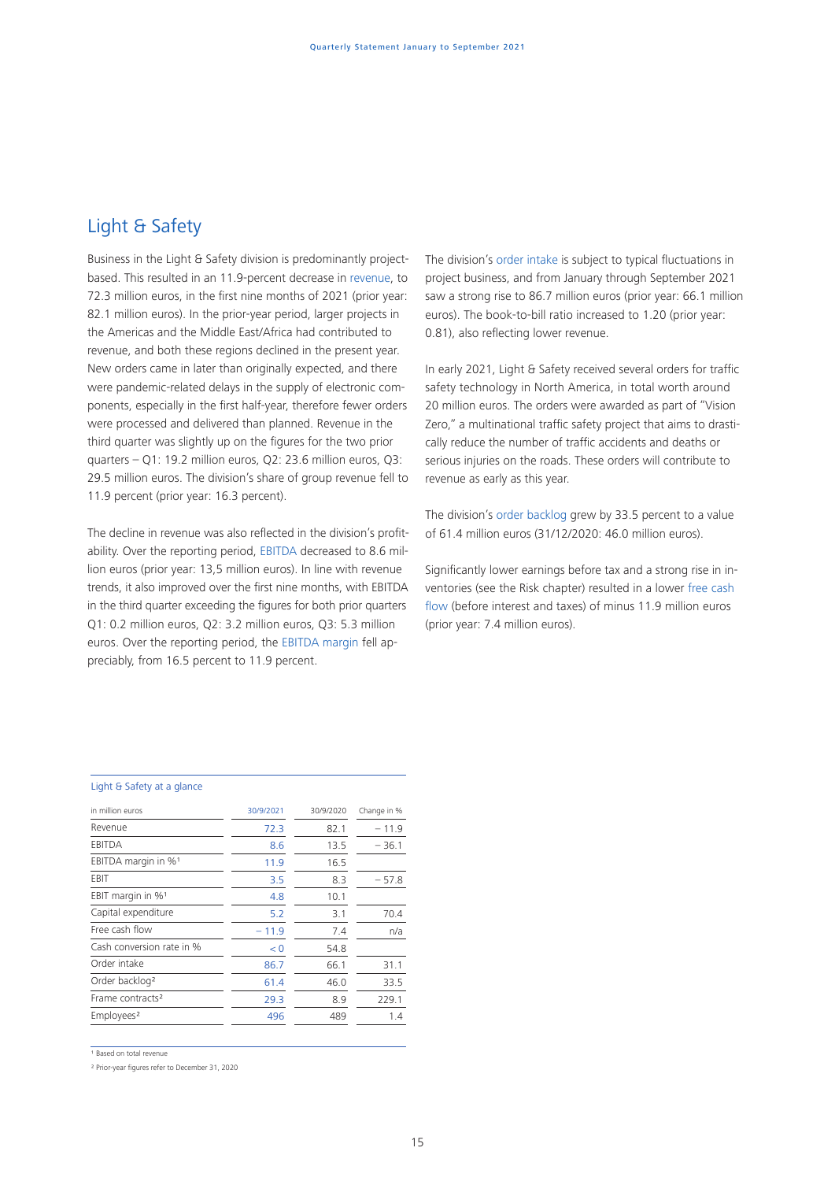## Light & Safety

Business in the Light & Safety division is predominantly project-based. This resulted in an 11.9-percent decrease in revenue, to 72.3 million euros, in the first nine months of 2021 (prior year: 82.1 million euros). In the prior-year period, larger projects in the Americas and the Middle East/Africa had contributed to revenue, and both these regions declined in the present year. New orders came in later than originally expected, and there were pandemic-related delays in the supply of electronic components, especially in the first half-year, therefore fewer orders were processed and delivered than planned. Revenue in the third quarter was slightly up on the figures for the two prior quarters – Q1: 19.2 million euros, Q2: 23.6 million euros, Q3: 29.5 million euros. The division's share of group revenue fell to 11.9 percent (prior year: 16.3 percent).

The decline in revenue was also reflected in the division's profitability. Over the reporting period, EBITDA decreased to 8.6 million euros (prior year: 13,5 million euros). In line with revenue trends, it also improved over the first nine months, with EBITDA in the third quarter exceeding the figures for both prior quarters Q1: 0.2 million euros, Q2: 3.2 million euros, Q3: 5.3 million euros. Over the reporting period, the EBITDA margin fell appreciably, from 16.5 percent to 11.9 percent.

The division's order intake is subject to typical fluctuations in project business, and from January through September 2021 saw a strong rise to 86.7 million euros (prior year: 66.1 million euros). The book-to-bill ratio increased to 1.20 (prior year: 0.81), also reflecting lower revenue.

In early 2021, Light & Safety received several orders for traffic safety technology in North America, in total worth around 20 million euros. The orders were awarded as part of "Vision Zero," a multinational traffic safety project that aims to drastically reduce the number of traffic accidents and deaths or serious injuries on the roads. These orders will contribute to revenue as early as this year.

The division's order backlog grew by 33.5 percent to a value of 61.4 million euros (31/12/2020: 46.0 million euros).

Significantly lower earnings before tax and a strong rise in inventories (see the Risk chapter) resulted in a lower free cash flow (before interest and taxes) of minus 11.9 million euros (prior year: 7.4 million euros).

Light & Safety at a glance

| in million euros | 30/9/2021 | 30/9/2020 | Change in % |
|---|---|---|---|
| Revenue | 72.3 | 82.1 | – 11.9 |
| EBITDA | 8.6 | 13.5 | – 36.1 |
| EBITDA margin in %[1] | 11.9 | 16.5 | |
| EBIT | 3.5 | 8.3 | – 57.8 |
| EBIT margin in %[1] | 4.8 | 10.1 | |
| Capital expenditure | 5.2 | 3.1 | 70.4 |
| Free cash flow | – 11.9 | 7.4 | n/a |
| Cash conversion rate in % | < 0 | 54.8 | |
| Order intake | 86.7 | 66.1 | 31.1 |
| Order backlog[2] | 61.4 | 46.0 | 33.5 |
| Frame contracts[2] | 29.3 | 8.9 | 229.1 |
| Employees[2] | 496 | 489 | 1.4 |

[1] Based on total revenue

[2] Prior-year figures refer to December 31, 2020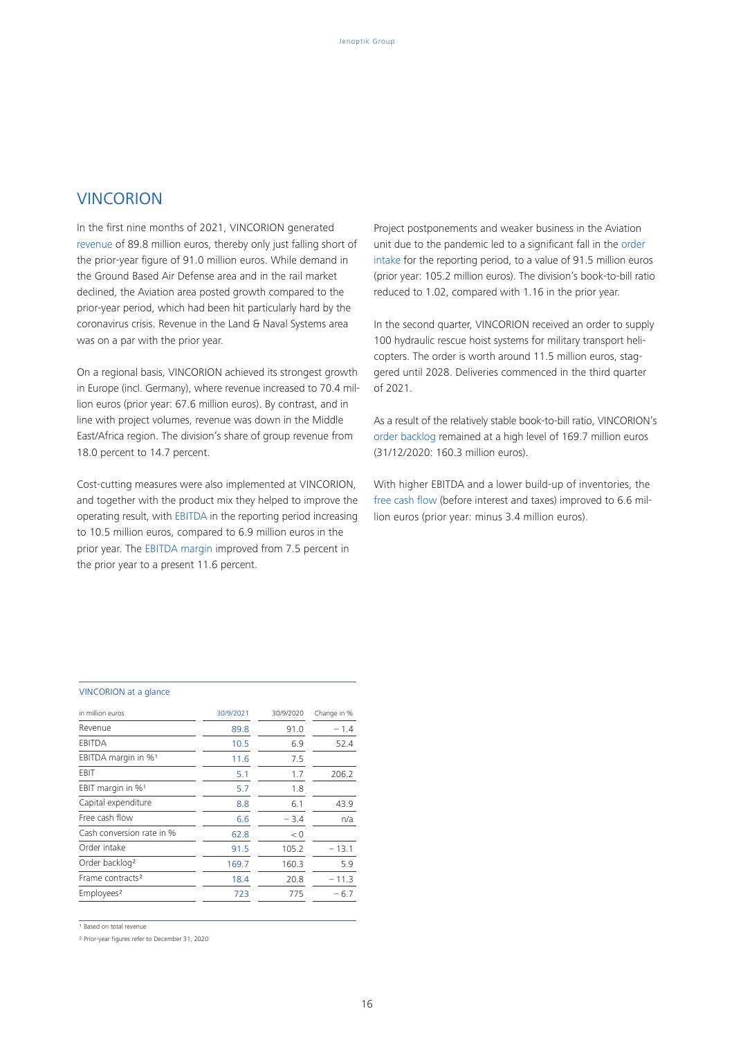## VINCORION

In the first nine months of 2021, VINCORION generated revenue of 89.8 million euros, thereby only just falling short of the prior-year figure of 91.0 million euros. While demand in the Ground Based Air Defense area and in the rail market declined, the Aviation area posted growth compared to the prior-year period, which had been hit particularly hard by the coronavirus crisis. Revenue in the Land & Naval Systems area was on a par with the prior year.

On a regional basis, VINCORION achieved its strongest growth in Europe (incl. Germany), where revenue increased to 70.4 million euros (prior year: 67.6 million euros). By contrast, and in line with project volumes, revenue was down in the Middle East/Africa region. The division's share of group revenue from 18.0 percent to 14.7 percent.

Cost-cutting measures were also implemented at VINCORION, and together with the product mix they helped to improve the operating result, with EBITDA in the reporting period increasing to 10.5 million euros, compared to 6.9 million euros in the prior year. The EBITDA margin improved from 7.5 percent in the prior year to a present 11.6 percent.

Project postponements and weaker business in the Aviation unit due to the pandemic led to a significant fall in the order intake for the reporting period, to a value of 91.5 million euros (prior year: 105.2 million euros). The division's book-to-bill ratio reduced to 1.02, compared with 1.16 in the prior year.

In the second quarter, VINCORION received an order to supply 100 hydraulic rescue hoist systems for military transport helicopters. The order is worth around 11.5 million euros, staggered until 2028. Deliveries commenced in the third quarter of 2021.

As a result of the relatively stable book-to-bill ratio, VINCORION's order backlog remained at a high level of 169.7 million euros (31/12/2020: 160.3 million euros).

With higher EBITDA and a lower build-up of inventories, the free cash flow (before interest and taxes) improved to 6.6 million euros (prior year: minus 3.4 million euros).

VINCORION at a glance

| in million euros | 30/9/2021 | 30/9/2020 | Change in % |
|---|---|---|---|
| Revenue | 89.8 | 91.0 | − 1.4 |
| EBITDA | 10.5 | 6.9 | 52.4 |
| EBITDA margin in %[1] | 11.6 | 7.5 | |
| EBIT | 5.1 | 1.7 | 206.2 |
| EBIT margin in %[1] | 5.7 | 1.8 | |
| Capital expenditure | 8.8 | 6.1 | 43.9 |
| Free cash flow | 6.6 | − 3.4 | n/a |
| Cash conversion rate in % | 62.8 | < 0 | |
| Order intake | 91.5 | 105.2 | − 13.1 |
| Order backlog[2] | 169.7 | 160.3 | 5.9 |
| Frame contracts[2] | 18.4 | 20.8 | − 11.3 |
| Employees[2] | 723 | 775 | − 6.7 |

[1] Based on total revenue

[2] Prior-year figures refer to December 31, 2020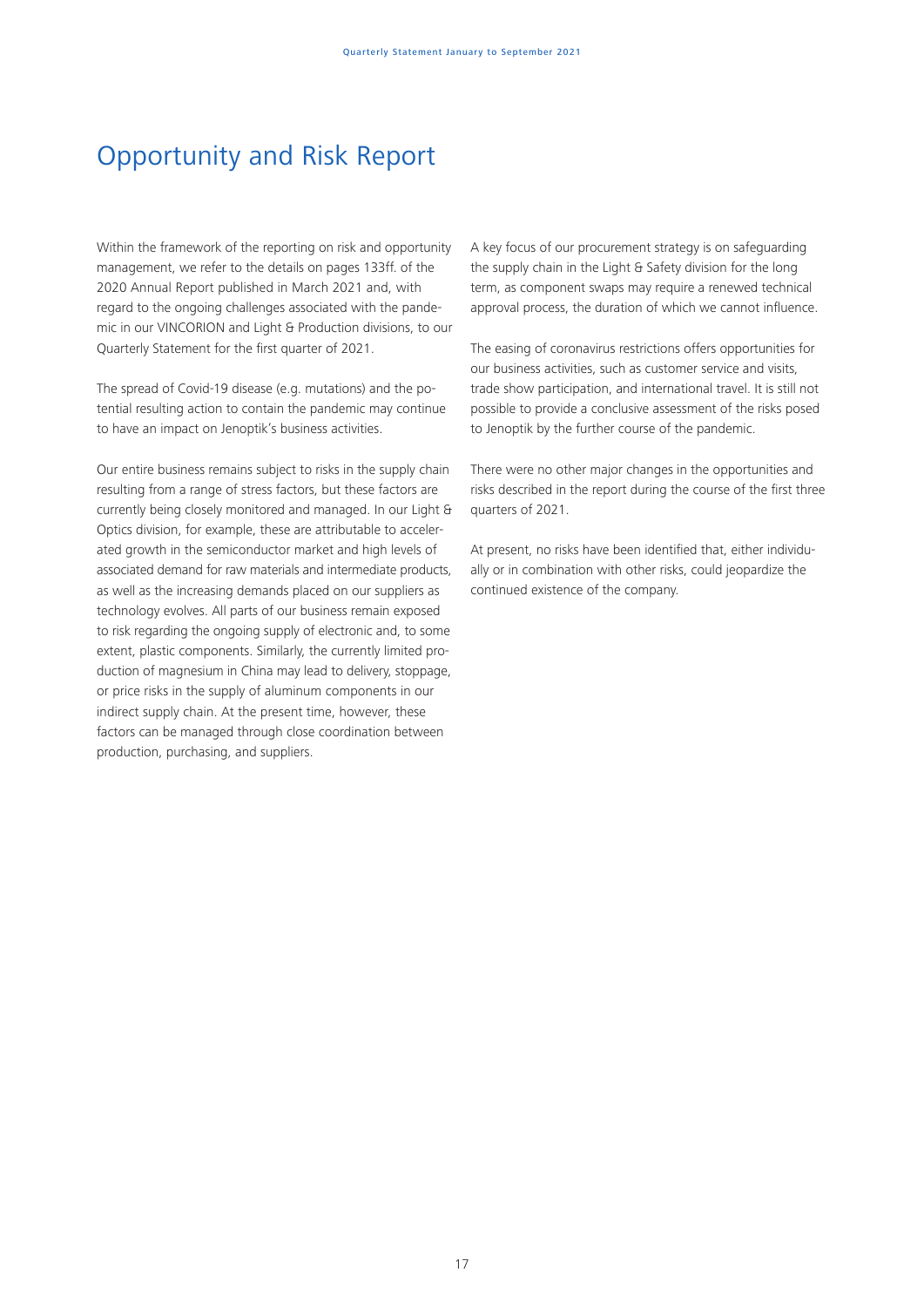# Opportunity and Risk Report

Within the framework of the reporting on risk and opportunity management, we refer to the details on pages 133ff. of the 2020 Annual Report published in March 2021 and, with regard to the ongoing challenges associated with the pandemic in our VINCORION and Light & Production divisions, to our Quarterly Statement for the first quarter of 2021.

The spread of Covid-19 disease (e.g. mutations) and the potential resulting action to contain the pandemic may continue to have an impact on Jenoptik's business activities.

Our entire business remains subject to risks in the supply chain resulting from a range of stress factors, but these factors are currently being closely monitored and managed. In our Light & Optics division, for example, these are attributable to accelerated growth in the semiconductor market and high levels of associated demand for raw materials and intermediate products, as well as the increasing demands placed on our suppliers as technology evolves. All parts of our business remain exposed to risk regarding the ongoing supply of electronic and, to some extent, plastic components. Similarly, the currently limited production of magnesium in China may lead to delivery, stoppage, or price risks in the supply of aluminum components in our indirect supply chain. At the present time, however, these factors can be managed through close coordination between production, purchasing, and suppliers.

A key focus of our procurement strategy is on safeguarding the supply chain in the Light & Safety division for the long term, as component swaps may require a renewed technical approval process, the duration of which we cannot influence.

The easing of coronavirus restrictions offers opportunities for our business activities, such as customer service and visits, trade show participation, and international travel. It is still not possible to provide a conclusive assessment of the risks posed to Jenoptik by the further course of the pandemic.

There were no other major changes in the opportunities and risks described in the report during the course of the first three quarters of 2021.

At present, no risks have been identified that, either individually or in combination with other risks, could jeopardize the continued existence of the company.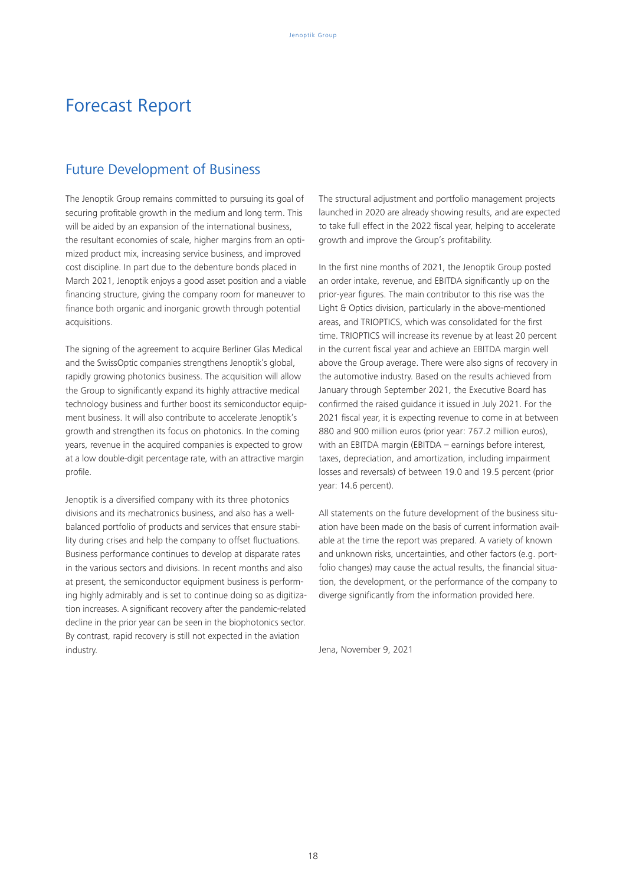# Forecast Report

## Future Development of Business

The Jenoptik Group remains committed to pursuing its goal of securing profitable growth in the medium and long term. This will be aided by an expansion of the international business, the resultant economies of scale, higher margins from an optimized product mix, increasing service business, and improved cost discipline. In part due to the debenture bonds placed in March 2021, Jenoptik enjoys a good asset position and a viable financing structure, giving the company room for maneuver to finance both organic and inorganic growth through potential acquisitions.

The signing of the agreement to acquire Berliner Glas Medical and the SwissOptic companies strengthens Jenoptik's global, rapidly growing photonics business. The acquisition will allow the Group to significantly expand its highly attractive medical technology business and further boost its semiconductor equipment business. It will also contribute to accelerate Jenoptik's growth and strengthen its focus on photonics. In the coming years, revenue in the acquired companies is expected to grow at a low double-digit percentage rate, with an attractive margin profile.

Jenoptik is a diversified company with its three photonics divisions and its mechatronics business, and also has a well-balanced portfolio of products and services that ensure stability during crises and help the company to offset fluctuations. Business performance continues to develop at disparate rates in the various sectors and divisions. In recent months and also at present, the semiconductor equipment business is performing highly admirably and is set to continue doing so as digitization increases. A significant recovery after the pandemic-related decline in the prior year can be seen in the biophotonics sector. By contrast, rapid recovery is still not expected in the aviation industry.

The structural adjustment and portfolio management projects launched in 2020 are already showing results, and are expected to take full effect in the 2022 fiscal year, helping to accelerate growth and improve the Group's profitability.

In the first nine months of 2021, the Jenoptik Group posted an order intake, revenue, and EBITDA significantly up on the prior-year figures. The main contributor to this rise was the Light & Optics division, particularly in the above-mentioned areas, and TRIOPTICS, which was consolidated for the first time. TRIOPTICS will increase its revenue by at least 20 percent in the current fiscal year and achieve an EBITDA margin well above the Group average. There were also signs of recovery in the automotive industry. Based on the results achieved from January through September 2021, the Executive Board has confirmed the raised guidance it issued in July 2021. For the 2021 fiscal year, it is expecting revenue to come in at between 880 and 900 million euros (prior year: 767.2 million euros), with an EBITDA margin (EBITDA – earnings before interest, taxes, depreciation, and amortization, including impairment losses and reversals) of between 19.0 and 19.5 percent (prior year: 14.6 percent).

All statements on the future development of the business situation have been made on the basis of current information available at the time the report was prepared. A variety of known and unknown risks, uncertainties, and other factors (e.g. portfolio changes) may cause the actual results, the financial situation, the development, or the performance of the company to diverge significantly from the information provided here.

Jena, November 9, 2021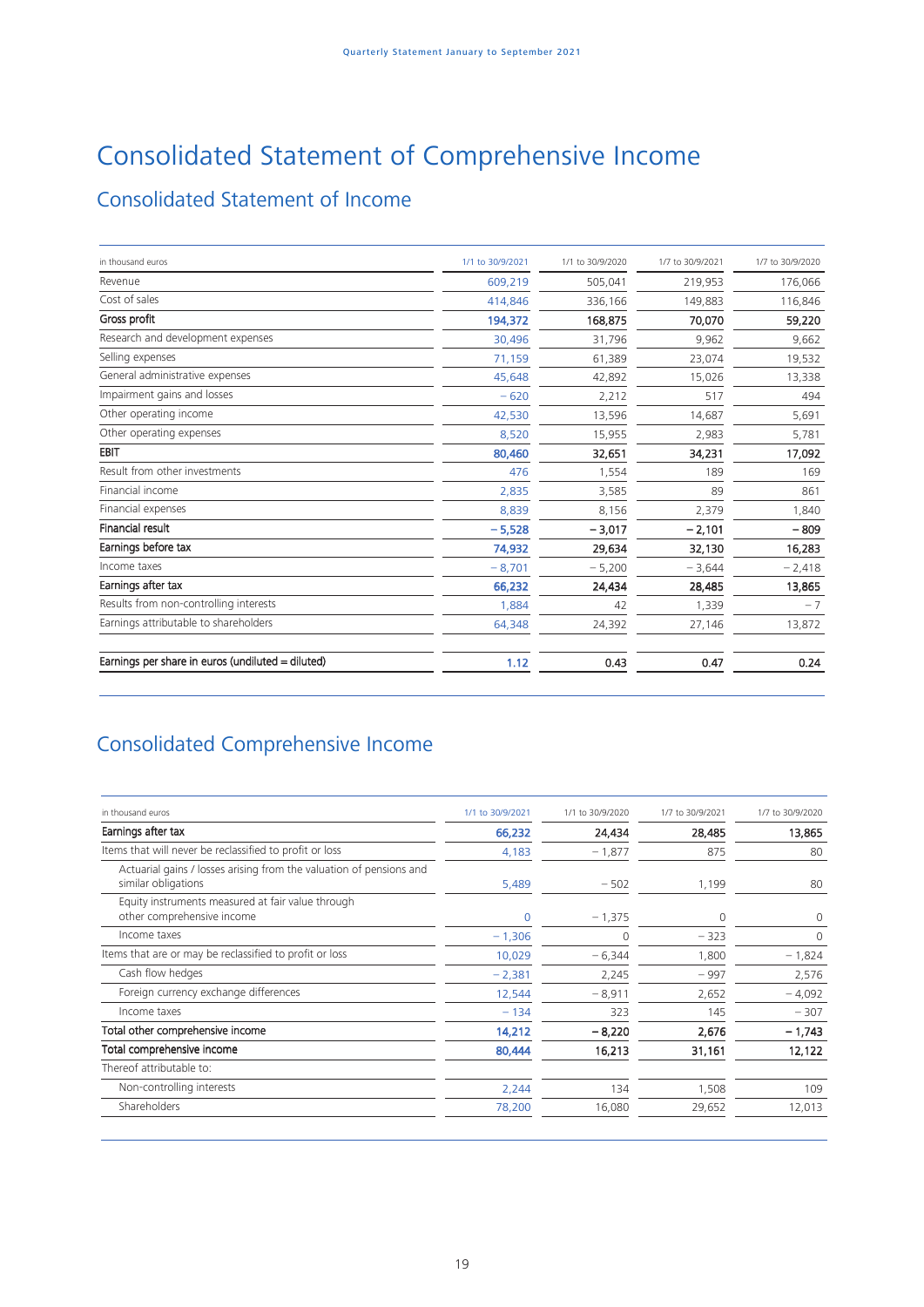# Consolidated Statement of Comprehensive Income

## Consolidated Statement of Income

| in thousand euros | 1/1 to 30/9/2021 | 1/1 to 30/9/2020 | 1/7 to 30/9/2021 | 1/7 to 30/9/2020 |
|---|---|---|---|---|
| Revenue | 609,219 | 505,041 | 219,953 | 176,066 |
| Cost of sales | 414,846 | 336,166 | 149,883 | 116,846 |
| **Gross profit** | **194,372** | **168,875** | **70,070** | **59,220** |
| Research and development expenses | 30,496 | 31,796 | 9,962 | 9,662 |
| Selling expenses | 71,159 | 61,389 | 23,074 | 19,532 |
| General administrative expenses | 45,648 | 42,892 | 15,026 | 13,338 |
| Impairment gains and losses | − 620 | 2,212 | 517 | 494 |
| Other operating income | 42,530 | 13,596 | 14,687 | 5,691 |
| Other operating expenses | 8,520 | 15,955 | 2,983 | 5,781 |
| **EBIT** | **80,460** | **32,651** | **34,231** | **17,092** |
| Result from other investments | 476 | 1,554 | 189 | 169 |
| Financial income | 2,835 | 3,585 | 89 | 861 |
| Financial expenses | 8,839 | 8,156 | 2,379 | 1,840 |
| **Financial result** | **− 5,528** | **− 3,017** | **− 2,101** | **− 809** |
| **Earnings before tax** | **74,932** | **29,634** | **32,130** | **16,283** |
| Income taxes | − 8,701 | − 5,200 | − 3,644 | − 2,418 |
| **Earnings after tax** | **66,232** | **24,434** | **28,485** | **13,865** |
| Results from non-controlling interests | 1,884 | 42 | 1,339 | − 7 |
| Earnings attributable to shareholders | 64,348 | 24,392 | 27,146 | 13,872 |
| | | | | |
| **Earnings per share in euros (undiluted = diluted)** | **1.12** | **0.43** | **0.47** | **0.24** |

## Consolidated Comprehensive Income

| in thousand euros | 1/1 to 30/9/2021 | 1/1 to 30/9/2020 | 1/7 to 30/9/2021 | 1/7 to 30/9/2020 |
|---|---|---|---|---|
| **Earnings after tax** | **66,232** | **24,434** | **28,485** | **13,865** |
| Items that will never be reclassified to profit or loss | 4,183 | − 1,877 | 875 | 80 |
| Actuarial gains / losses arising from the valuation of pensions and similar obligations | 5,489 | − 502 | 1,199 | 80 |
| Equity instruments measured at fair value through other comprehensive income | 0 | − 1,375 | 0 | 0 |
| Income taxes | − 1,306 | 0 | − 323 | 0 |
| Items that are or may be reclassified to profit or loss | 10,029 | − 6,344 | 1,800 | − 1,824 |
| Cash flow hedges | − 2,381 | 2,245 | − 997 | 2,576 |
| Foreign currency exchange differences | 12,544 | − 8,911 | 2,652 | − 4,092 |
| Income taxes | − 134 | 323 | 145 | − 307 |
| **Total other comprehensive income** | **14,212** | **− 8,220** | **2,676** | **− 1,743** |
| **Total comprehensive income** | **80,444** | **16,213** | **31,161** | **12,122** |
| Thereof attributable to: | | | | |
| Non-controlling interests | 2,244 | 134 | 1,508 | 109 |
| Shareholders | 78,200 | 16,080 | 29,652 | 12,013 |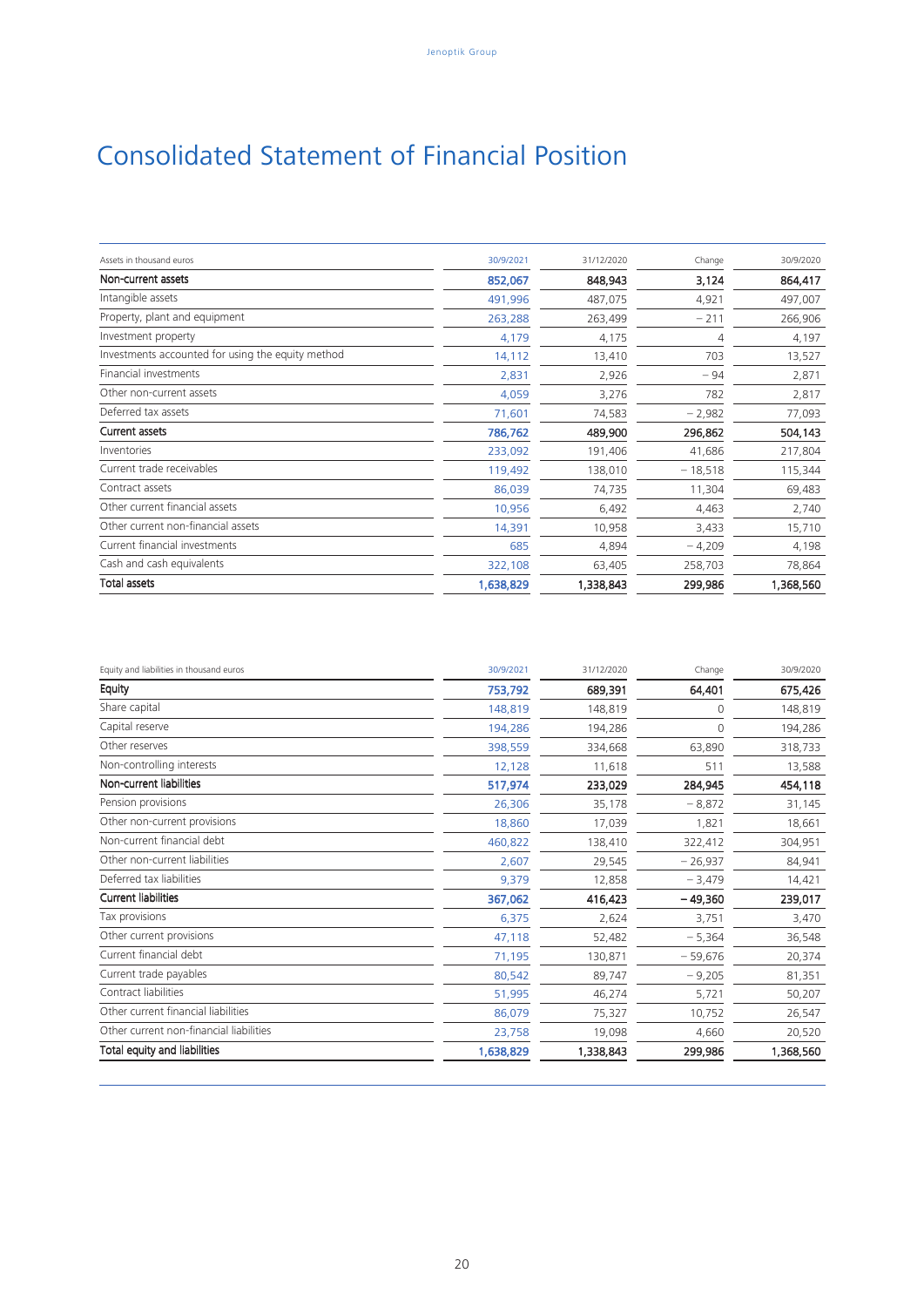# Consolidated Statement of Financial Position

| Assets in thousand euros | 30/9/2021 | 31/12/2020 | Change | 30/9/2020 |
|---|---|---|---|---|
| **Non-current assets** | **852,067** | **848,943** | **3,124** | **864,417** |
| Intangible assets | 491,996 | 487,075 | 4,921 | 497,007 |
| Property, plant and equipment | 263,288 | 263,499 | − 211 | 266,906 |
| Investment property | 4,179 | 4,175 | 4 | 4,197 |
| Investments accounted for using the equity method | 14,112 | 13,410 | 703 | 13,527 |
| Financial investments | 2,831 | 2,926 | − 94 | 2,871 |
| Other non-current assets | 4,059 | 3,276 | 782 | 2,817 |
| Deferred tax assets | 71,601 | 74,583 | − 2,982 | 77,093 |
| **Current assets** | **786,762** | **489,900** | **296,862** | **504,143** |
| Inventories | 233,092 | 191,406 | 41,686 | 217,804 |
| Current trade receivables | 119,492 | 138,010 | − 18,518 | 115,344 |
| Contract assets | 86,039 | 74,735 | 11,304 | 69,483 |
| Other current financial assets | 10,956 | 6,492 | 4,463 | 2,740 |
| Other current non-financial assets | 14,391 | 10,958 | 3,433 | 15,710 |
| Current financial investments | 685 | 4,894 | − 4,209 | 4,198 |
| Cash and cash equivalents | 322,108 | 63,405 | 258,703 | 78,864 |
| **Total assets** | **1,638,829** | **1,338,843** | **299,986** | **1,368,560** |

| Equity and liabilities in thousand euros | 30/9/2021 | 31/12/2020 | Change | 30/9/2020 |
|---|---|---|---|---|
| **Equity** | **753,792** | **689,391** | **64,401** | **675,426** |
| Share capital | 148,819 | 148,819 | 0 | 148,819 |
| Capital reserve | 194,286 | 194,286 | 0 | 194,286 |
| Other reserves | 398,559 | 334,668 | 63,890 | 318,733 |
| Non-controlling interests | 12,128 | 11,618 | 511 | 13,588 |
| **Non-current liabilities** | **517,974** | **233,029** | **284,945** | **454,118** |
| Pension provisions | 26,306 | 35,178 | − 8,872 | 31,145 |
| Other non-current provisions | 18,860 | 17,039 | 1,821 | 18,661 |
| Non-current financial debt | 460,822 | 138,410 | 322,412 | 304,951 |
| Other non-current liabilities | 2,607 | 29,545 | − 26,937 | 84,941 |
| Deferred tax liabilities | 9,379 | 12,858 | − 3,479 | 14,421 |
| **Current liabilities** | **367,062** | **416,423** | **− 49,360** | **239,017** |
| Tax provisions | 6,375 | 2,624 | 3,751 | 3,470 |
| Other current provisions | 47,118 | 52,482 | − 5,364 | 36,548 |
| Current financial debt | 71,195 | 130,871 | − 59,676 | 20,374 |
| Current trade payables | 80,542 | 89,747 | − 9,205 | 81,351 |
| Contract liabilities | 51,995 | 46,274 | 5,721 | 50,207 |
| Other current financial liabilities | 86,079 | 75,327 | 10,752 | 26,547 |
| Other current non-financial liabilities | 23,758 | 19,098 | 4,660 | 20,520 |
| **Total equity and liabilities** | **1,638,829** | **1,338,843** | **299,986** | **1,368,560** |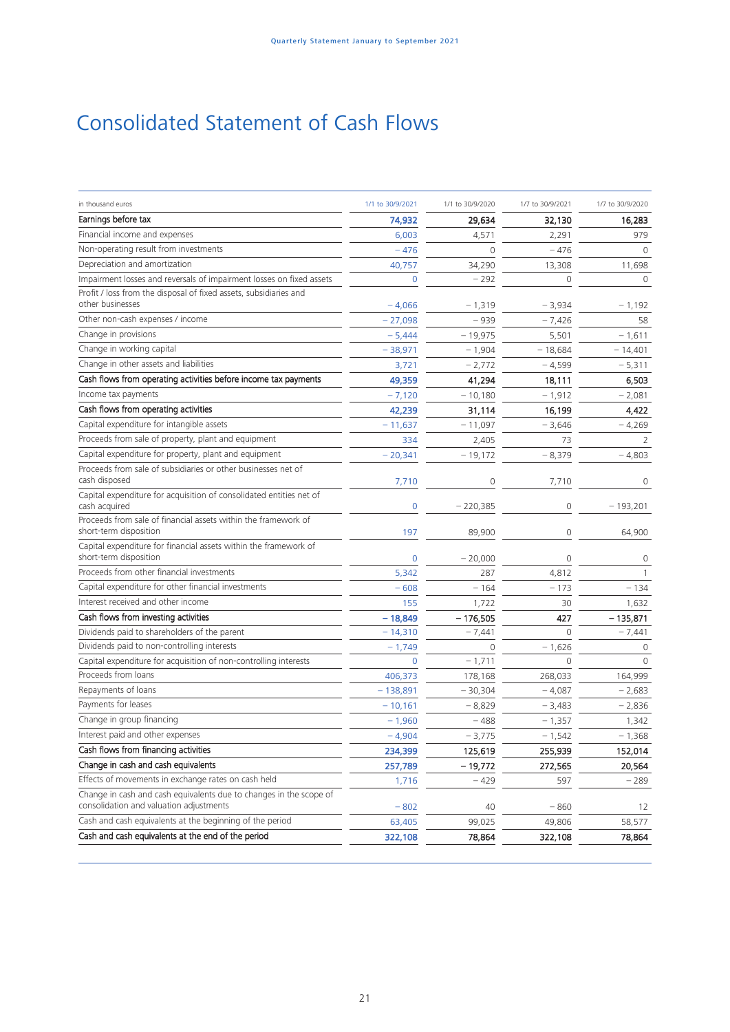# Consolidated Statement of Cash Flows

| in thousand euros | 1/1 to 30/9/2021 | 1/1 to 30/9/2020 | 1/7 to 30/9/2021 | 1/7 to 30/9/2020 |
|---|---|---|---|---|
| **Earnings before tax** | **74,932** | **29,634** | **32,130** | **16,283** |
| Financial income and expenses | 6,003 | 4,571 | 2,291 | 979 |
| Non-operating result from investments | − 476 | 0 | − 476 | 0 |
| Depreciation and amortization | 40,757 | 34,290 | 13,308 | 11,698 |
| Impairment losses and reversals of impairment losses on fixed assets | 0 | − 292 | 0 | 0 |
| Profit / loss from the disposal of fixed assets, subsidiaries and other businesses | − 4,066 | − 1,319 | − 3,934 | − 1,192 |
| Other non-cash expenses / income | − 27,098 | − 939 | − 7,426 | 58 |
| Change in provisions | − 5,444 | − 19,975 | 5,501 | − 1,611 |
| Change in working capital | − 38,971 | − 1,904 | − 18,684 | − 14,401 |
| Change in other assets and liabilities | 3,721 | − 2,772 | − 4,599 | − 5,311 |
| **Cash flows from operating activities before income tax payments** | **49,359** | **41,294** | **18,111** | **6,503** |
| Income tax payments | − 7,120 | − 10,180 | − 1,912 | − 2,081 |
| **Cash flows from operating activities** | **42,239** | **31,114** | **16,199** | **4,422** |
| Capital expenditure for intangible assets | − 11,637 | − 11,097 | − 3,646 | − 4,269 |
| Proceeds from sale of property, plant and equipment | 334 | 2,405 | 73 | 2 |
| Capital expenditure for property, plant and equipment | − 20,341 | − 19,172 | − 8,379 | − 4,803 |
| Proceeds from sale of subsidiaries or other businesses net of cash disposed | 7,710 | 0 | 7,710 | 0 |
| Capital expenditure for acquisition of consolidated entities net of cash acquired | 0 | − 220,385 | 0 | − 193,201 |
| Proceeds from sale of financial assets within the framework of short-term disposition | 197 | 89,900 | 0 | 64,900 |
| Capital expenditure for financial assets within the framework of short-term disposition | 0 | − 20,000 | 0 | 0 |
| Proceeds from other financial investments | 5,342 | 287 | 4,812 | 1 |
| Capital expenditure for other financial investments | − 608 | − 164 | − 173 | − 134 |
| Interest received and other income | 155 | 1,722 | 30 | 1,632 |
| **Cash flows from investing activities** | **− 18,849** | **− 176,505** | **427** | **− 135,871** |
| Dividends paid to shareholders of the parent | − 14,310 | − 7,441 | 0 | − 7,441 |
| Dividends paid to non-controlling interests | − 1,749 | 0 | − 1,626 | 0 |
| Capital expenditure for acquisition of non-controlling interests | 0 | − 1,711 | 0 | 0 |
| Proceeds from loans | 406,373 | 178,168 | 268,033 | 164,999 |
| Repayments of loans | − 138,891 | − 30,304 | − 4,087 | − 2,683 |
| Payments for leases | − 10,161 | − 8,829 | − 3,483 | − 2,836 |
| Change in group financing | − 1,960 | − 488 | − 1,357 | 1,342 |
| Interest paid and other expenses | − 4,904 | − 3,775 | − 1,542 | − 1,368 |
| **Cash flows from financing activities** | **234,399** | **125,619** | **255,939** | **152,014** |
| **Change in cash and cash equivalents** | **257,789** | **− 19,772** | **272,565** | **20,564** |
| Effects of movements in exchange rates on cash held | 1,716 | − 429 | 597 | − 289 |
| Change in cash and cash equivalents due to changes in the scope of consolidation and valuation adjustments | − 802 | 40 | − 860 | 12 |
| Cash and cash equivalents at the beginning of the period | 63,405 | 99,025 | 49,806 | 58,577 |
| **Cash and cash equivalents at the end of the period** | **322,108** | **78,864** | **322,108** | **78,864** |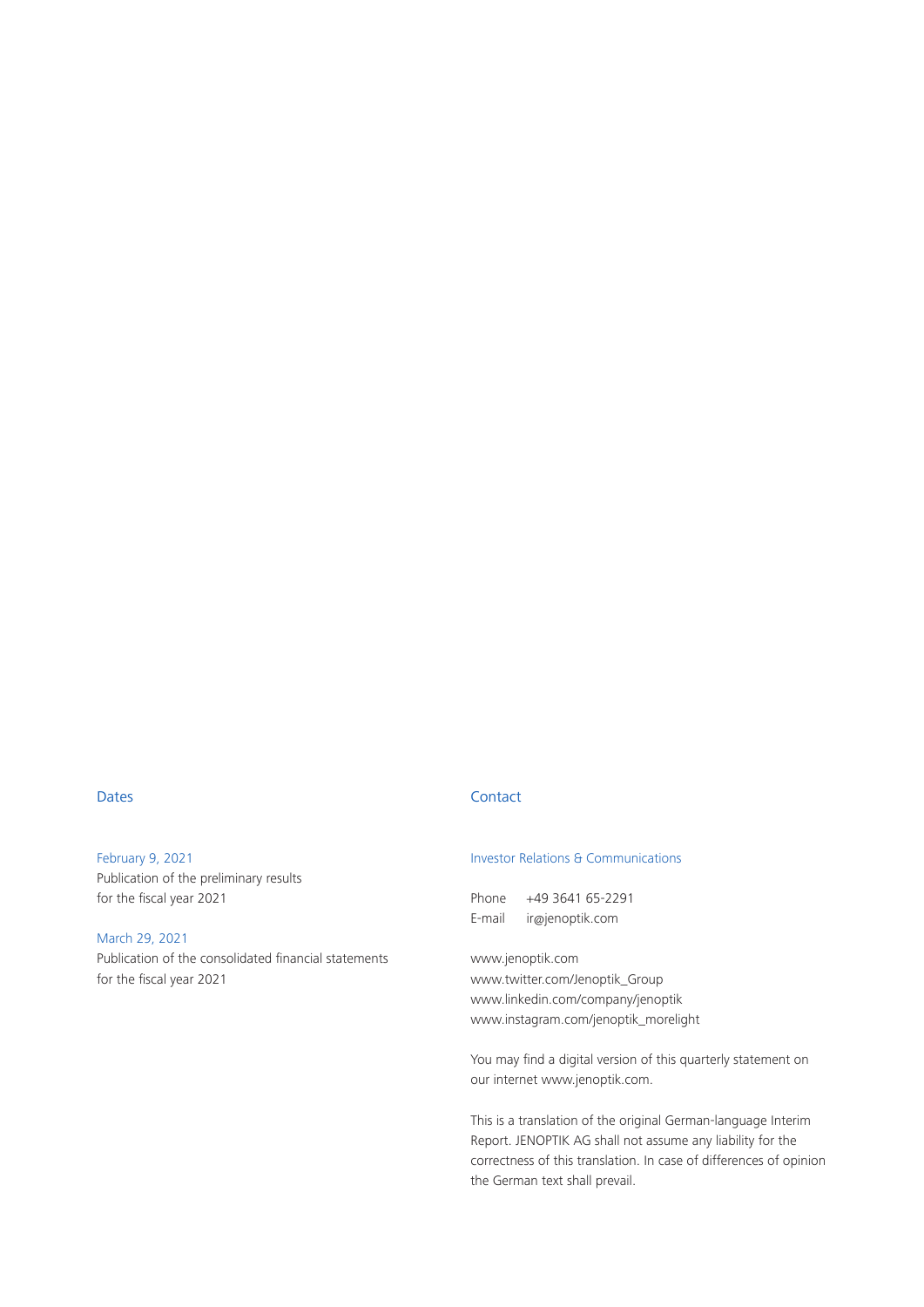## Dates

February 9, 2021
Publication of the preliminary results for the fiscal year 2021

March 29, 2021
Publication of the consolidated financial statements for the fiscal year 2021

## Contact

Investor Relations & Communications

Phone +49 3641 65-2291
E-mail ir@jenoptik.com

www.jenoptik.com
www.twitter.com/Jenoptik_Group
www.linkedin.com/company/jenoptik
www.instagram.com/jenoptik_morelight

You may find a digital version of this quarterly statement on our internet www.jenoptik.com.

This is a translation of the original German-language Interim Report. JENOPTIK AG shall not assume any liability for the correctness of this translation. In case of differences of opinion the German text shall prevail.